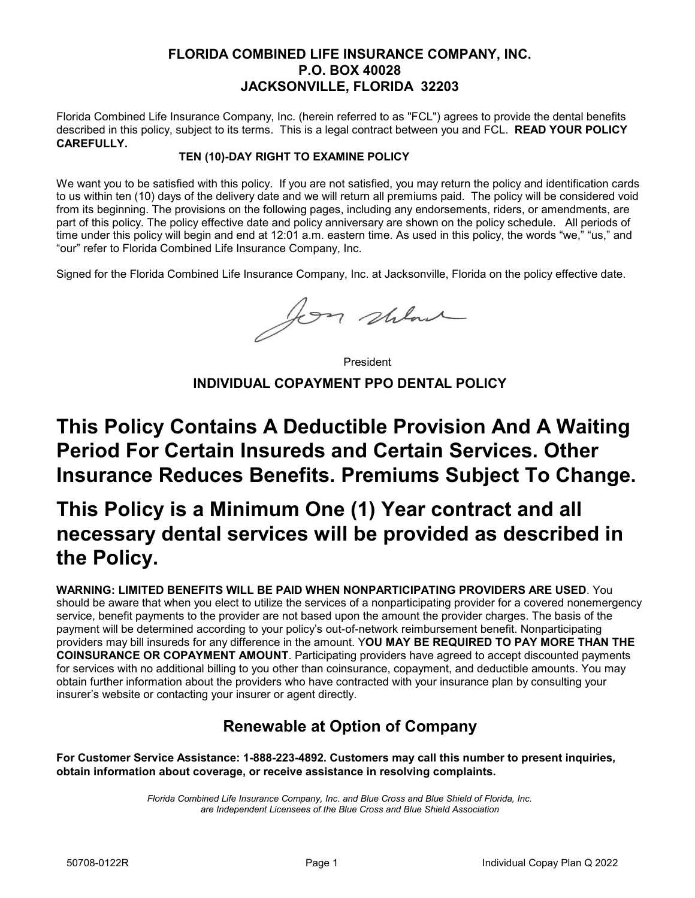**FLORIDA COMBINED LIFE INSURANCE COMPANY, INC.**
**P.O. BOX 40028**
**JACKSONVILLE, FLORIDA 32203**

Florida Combined Life Insurance Company, Inc. (herein referred to as "FCL") agrees to provide the dental benefits described in this policy, subject to its terms. This is a legal contract between you and FCL. **READ YOUR POLICY CAREFULLY.**

**TEN (10)-DAY RIGHT TO EXAMINE POLICY**

We want you to be satisfied with this policy. If you are not satisfied, you may return the policy and identification cards to us within ten (10) days of the delivery date and we will return all premiums paid. The policy will be considered void from its beginning. The provisions on the following pages, including any endorsements, riders, or amendments, are part of this policy. The policy effective date and policy anniversary are shown on the policy schedule. All periods of time under this policy will begin and end at 12:01 a.m. eastern time. As used in this policy, the words "we," "us," and "our" refer to Florida Combined Life Insurance Company, Inc.

Signed for the Florida Combined Life Insurance Company, Inc. at Jacksonville, Florida on the policy effective date.

President

**INDIVIDUAL COPAYMENT PPO DENTAL POLICY**

# This Policy Contains A Deductible Provision And A Waiting Period For Certain Insureds and Certain Services. Other Insurance Reduces Benefits. Premiums Subject To Change.

# This Policy is a Minimum One (1) Year contract and all necessary dental services will be provided as described in the Policy.

**WARNING: LIMITED BENEFITS WILL BE PAID WHEN NONPARTICIPATING PROVIDERS ARE USED**. You should be aware that when you elect to utilize the services of a nonparticipating provider for a covered nonemergency service, benefit payments to the provider are not based upon the amount the provider charges. The basis of the payment will be determined according to your policy's out-of-network reimbursement benefit. Nonparticipating providers may bill insureds for any difference in the amount. Y**OU MAY BE REQUIRED TO PAY MORE THAN THE COINSURANCE OR COPAYMENT AMOUNT**. Participating providers have agreed to accept discounted payments for services with no additional billing to you other than coinsurance, copayment, and deductible amounts. You may obtain further information about the providers who have contracted with your insurance plan by consulting your insurer's website or contacting your insurer or agent directly.

## Renewable at Option of Company

**For Customer Service Assistance: 1-888-223-4892. Customers may call this number to present inquiries, obtain information about coverage, or receive assistance in resolving complaints.**

*Florida Combined Life Insurance Company, Inc. and Blue Cross and Blue Shield of Florida, Inc. are Independent Licensees of the Blue Cross and Blue Shield Association*

50708-0122R Individual Copay Plan Q 2022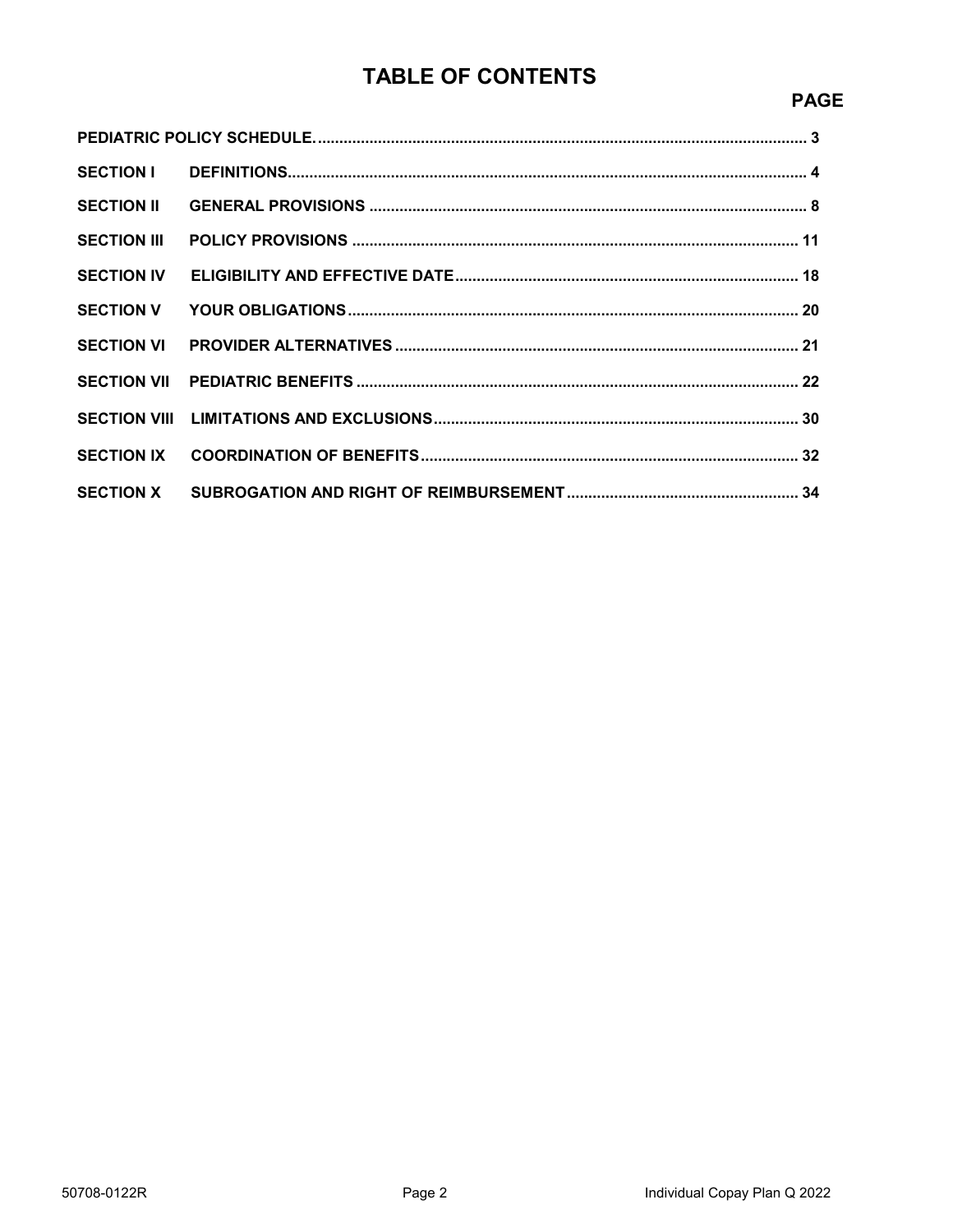# TABLE OF CONTENTS

| | | PAGE |
|---|---|---|
| **PEDIATRIC POLICY SCHEDULE** | | **3** |
| **SECTION I** | **DEFINITIONS** | **4** |
| **SECTION II** | **GENERAL PROVISIONS** | **8** |
| **SECTION III** | **POLICY PROVISIONS** | **11** |
| **SECTION IV** | **ELIGIBILITY AND EFFECTIVE DATE** | **18** |
| **SECTION V** | **YOUR OBLIGATIONS** | **20** |
| **SECTION VI** | **PROVIDER ALTERNATIVES** | **21** |
| **SECTION VII** | **PEDIATRIC BENEFITS** | **22** |
| **SECTION VIII** | **LIMITATIONS AND EXCLUSIONS** | **30** |
| **SECTION IX** | **COORDINATION OF BENEFITS** | **32** |
| **SECTION X** | **SUBROGATION AND RIGHT OF REIMBURSEMENT** | **34** |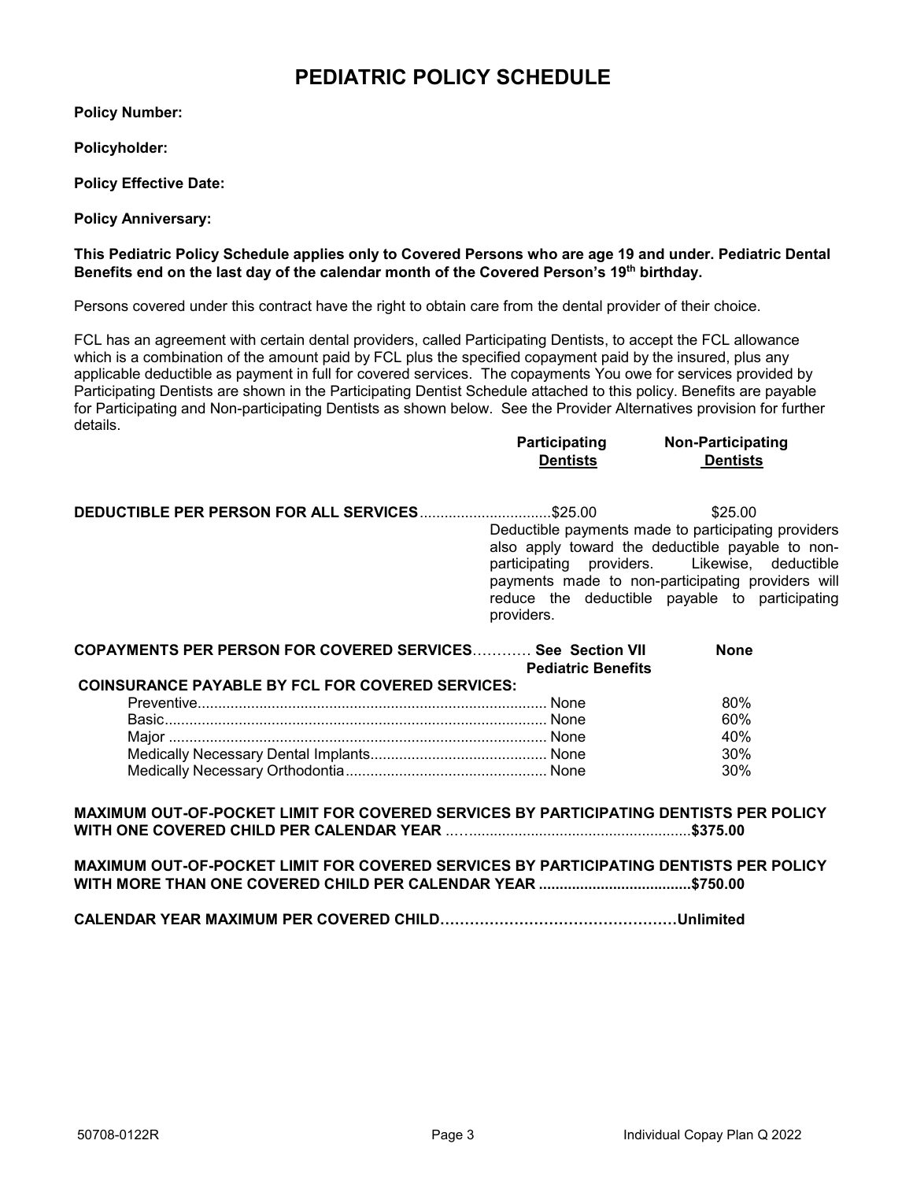# PEDIATRIC POLICY SCHEDULE

**Policy Number:**

**Policyholder:**

**Policy Effective Date:**

**Policy Anniversary:**

**This Pediatric Policy Schedule applies only to Covered Persons who are age 19 and under. Pediatric Dental Benefits end on the last day of the calendar month of the Covered Person's 19th birthday.**

Persons covered under this contract have the right to obtain care from the dental provider of their choice.

FCL has an agreement with certain dental providers, called Participating Dentists, to accept the FCL allowance which is a combination of the amount paid by FCL plus the specified copayment paid by the insured, plus any applicable deductible as payment in full for covered services. The copayments You owe for services provided by Participating Dentists are shown in the Participating Dentist Schedule attached to this policy. Benefits are payable for Participating and Non-participating Dentists as shown below. See the Provider Alternatives provision for further details.

| | **Participating Dentists** | **Non-Participating Dentists** |
|---|---|---|
| **DEDUCTIBLE PER PERSON FOR ALL SERVICES** | $25.00 | $25.00 |

Deductible payments made to participating providers also apply toward the deductible payable to non-participating providers. Likewise, deductible payments made to non-participating providers will reduce the deductible payable to participating providers.

| | **Participating Dentists** | **Non-Participating Dentists** |
|---|---|---|
| **COPAYMENTS PER PERSON FOR COVERED SERVICES** | **See Section VII Pediatric Benefits** | **None** |
| **COINSURANCE PAYABLE BY FCL FOR COVERED SERVICES:** | | |
| Preventive | None | 80% |
| Basic | None | 60% |
| Major | None | 40% |
| Medically Necessary Dental Implants | None | 30% |
| Medically Necessary Orthodontia | None | 30% |

**MAXIMUM OUT-OF-POCKET LIMIT FOR COVERED SERVICES BY PARTICIPATING DENTISTS PER POLICY WITH ONE COVERED CHILD PER CALENDAR YEAR ........ $375.00**

**MAXIMUM OUT-OF-POCKET LIMIT FOR COVERED SERVICES BY PARTICIPATING DENTISTS PER POLICY WITH MORE THAN ONE COVERED CHILD PER CALENDAR YEAR ........ $750.00**

**CALENDAR YEAR MAXIMUM PER COVERED CHILD ........ Unlimited**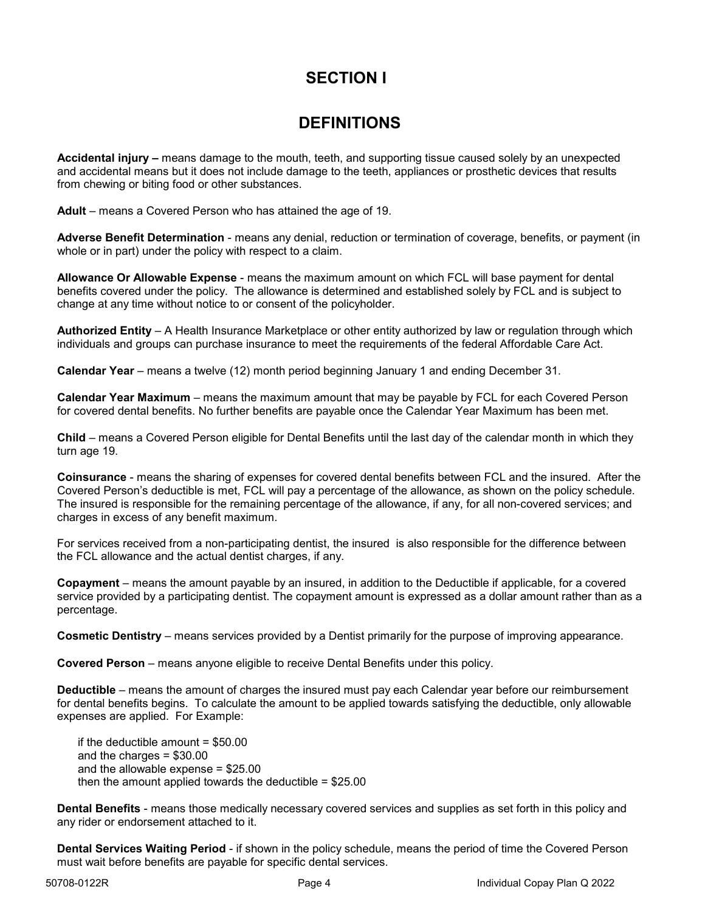# SECTION I

# DEFINITIONS

**Accidental injury –** means damage to the mouth, teeth, and supporting tissue caused solely by an unexpected and accidental means but it does not include damage to the teeth, appliances or prosthetic devices that results from chewing or biting food or other substances.

**Adult** – means a Covered Person who has attained the age of 19.

**Adverse Benefit Determination** - means any denial, reduction or termination of coverage, benefits, or payment (in whole or in part) under the policy with respect to a claim.

**Allowance Or Allowable Expense** - means the maximum amount on which FCL will base payment for dental benefits covered under the policy. The allowance is determined and established solely by FCL and is subject to change at any time without notice to or consent of the policyholder.

**Authorized Entity** – A Health Insurance Marketplace or other entity authorized by law or regulation through which individuals and groups can purchase insurance to meet the requirements of the federal Affordable Care Act.

**Calendar Year** – means a twelve (12) month period beginning January 1 and ending December 31.

**Calendar Year Maximum** – means the maximum amount that may be payable by FCL for each Covered Person for covered dental benefits. No further benefits are payable once the Calendar Year Maximum has been met.

**Child** – means a Covered Person eligible for Dental Benefits until the last day of the calendar month in which they turn age 19.

**Coinsurance** - means the sharing of expenses for covered dental benefits between FCL and the insured. After the Covered Person's deductible is met, FCL will pay a percentage of the allowance, as shown on the policy schedule. The insured is responsible for the remaining percentage of the allowance, if any, for all non-covered services; and charges in excess of any benefit maximum.

For services received from a non-participating dentist, the insured is also responsible for the difference between the FCL allowance and the actual dentist charges, if any.

**Copayment** – means the amount payable by an insured, in addition to the Deductible if applicable, for a covered service provided by a participating dentist. The copayment amount is expressed as a dollar amount rather than as a percentage.

**Cosmetic Dentistry** – means services provided by a Dentist primarily for the purpose of improving appearance.

**Covered Person** – means anyone eligible to receive Dental Benefits under this policy.

**Deductible** – means the amount of charges the insured must pay each Calendar year before our reimbursement for dental benefits begins. To calculate the amount to be applied towards satisfying the deductible, only allowable expenses are applied. For Example:

if the deductible amount = $50.00
and the charges = $30.00
and the allowable expense = $25.00
then the amount applied towards the deductible = $25.00

**Dental Benefits** - means those medically necessary covered services and supplies as set forth in this policy and any rider or endorsement attached to it.

**Dental Services Waiting Period** - if shown in the policy schedule, means the period of time the Covered Person must wait before benefits are payable for specific dental services.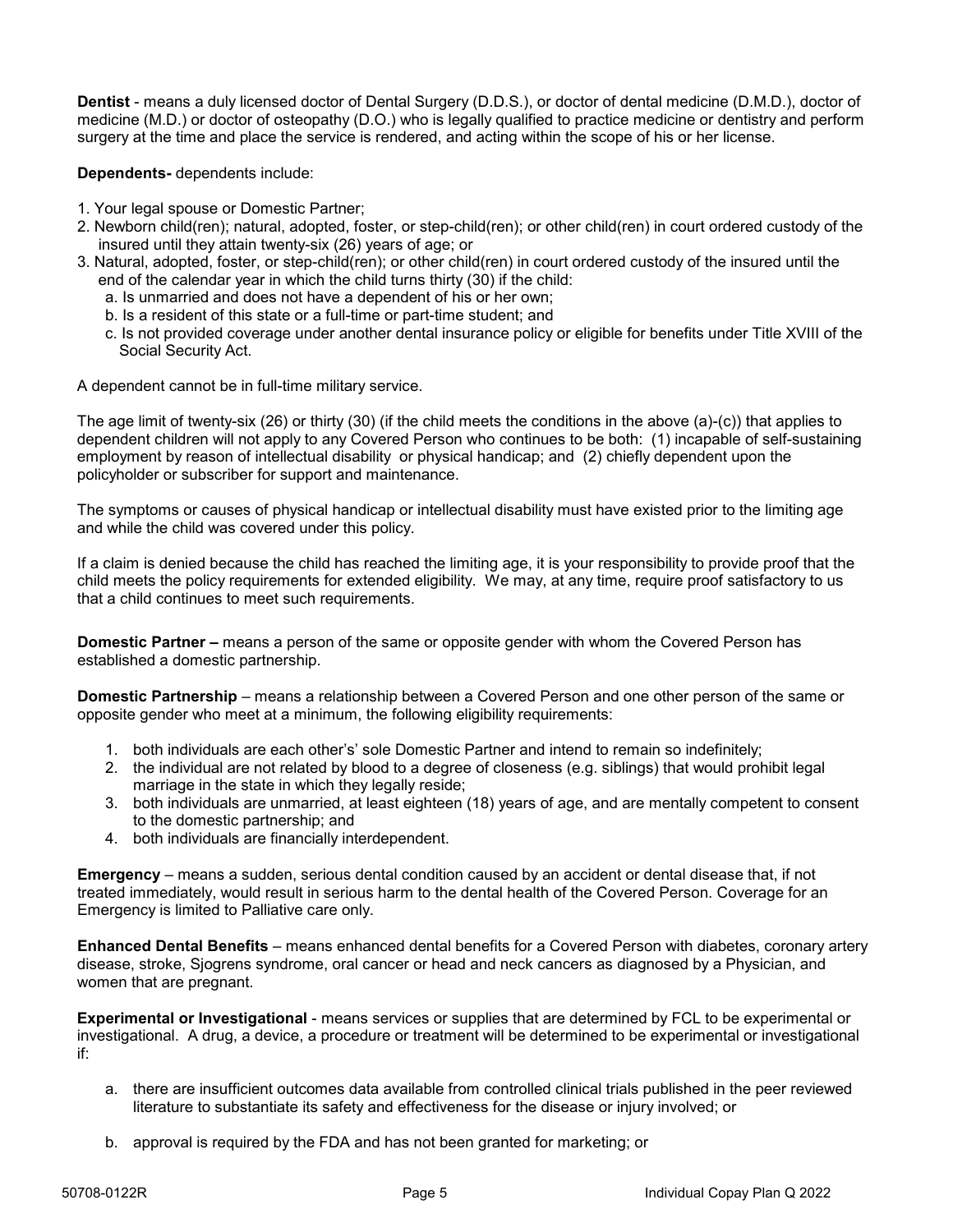**Dentist** - means a duly licensed doctor of Dental Surgery (D.D.S.), or doctor of dental medicine (D.M.D.), doctor of medicine (M.D.) or doctor of osteopathy (D.O.) who is legally qualified to practice medicine or dentistry and perform surgery at the time and place the service is rendered, and acting within the scope of his or her license.

**Dependents-** dependents include:

1. Your legal spouse or Domestic Partner;
2. Newborn child(ren); natural, adopted, foster, or step-child(ren); or other child(ren) in court ordered custody of the insured until they attain twenty-six (26) years of age; or
3. Natural, adopted, foster, or step-child(ren); or other child(ren) in court ordered custody of the insured until the end of the calendar year in which the child turns thirty (30) if the child:
   a. Is unmarried and does not have a dependent of his or her own;
   b. Is a resident of this state or a full-time or part-time student; and
   c. Is not provided coverage under another dental insurance policy or eligible for benefits under Title XVIII of the Social Security Act.

A dependent cannot be in full-time military service.

The age limit of twenty-six (26) or thirty (30) (if the child meets the conditions in the above (a)-(c)) that applies to dependent children will not apply to any Covered Person who continues to be both: (1) incapable of self-sustaining employment by reason of intellectual disability or physical handicap; and (2) chiefly dependent upon the policyholder or subscriber for support and maintenance.

The symptoms or causes of physical handicap or intellectual disability must have existed prior to the limiting age and while the child was covered under this policy.

If a claim is denied because the child has reached the limiting age, it is your responsibility to provide proof that the child meets the policy requirements for extended eligibility. We may, at any time, require proof satisfactory to us that a child continues to meet such requirements.

**Domestic Partner –** means a person of the same or opposite gender with whom the Covered Person has established a domestic partnership.

**Domestic Partnership** – means a relationship between a Covered Person and one other person of the same or opposite gender who meet at a minimum, the following eligibility requirements:

1. both individuals are each other's' sole Domestic Partner and intend to remain so indefinitely;
2. the individual are not related by blood to a degree of closeness (e.g. siblings) that would prohibit legal marriage in the state in which they legally reside;
3. both individuals are unmarried, at least eighteen (18) years of age, and are mentally competent to consent to the domestic partnership; and
4. both individuals are financially interdependent.

**Emergency** – means a sudden, serious dental condition caused by an accident or dental disease that, if not treated immediately, would result in serious harm to the dental health of the Covered Person. Coverage for an Emergency is limited to Palliative care only.

**Enhanced Dental Benefits** – means enhanced dental benefits for a Covered Person with diabetes, coronary artery disease, stroke, Sjogrens syndrome, oral cancer or head and neck cancers as diagnosed by a Physician, and women that are pregnant.

**Experimental or Investigational** - means services or supplies that are determined by FCL to be experimental or investigational. A drug, a device, a procedure or treatment will be determined to be experimental or investigational if:

a. there are insufficient outcomes data available from controlled clinical trials published in the peer reviewed literature to substantiate its safety and effectiveness for the disease or injury involved; or

b. approval is required by the FDA and has not been granted for marketing; or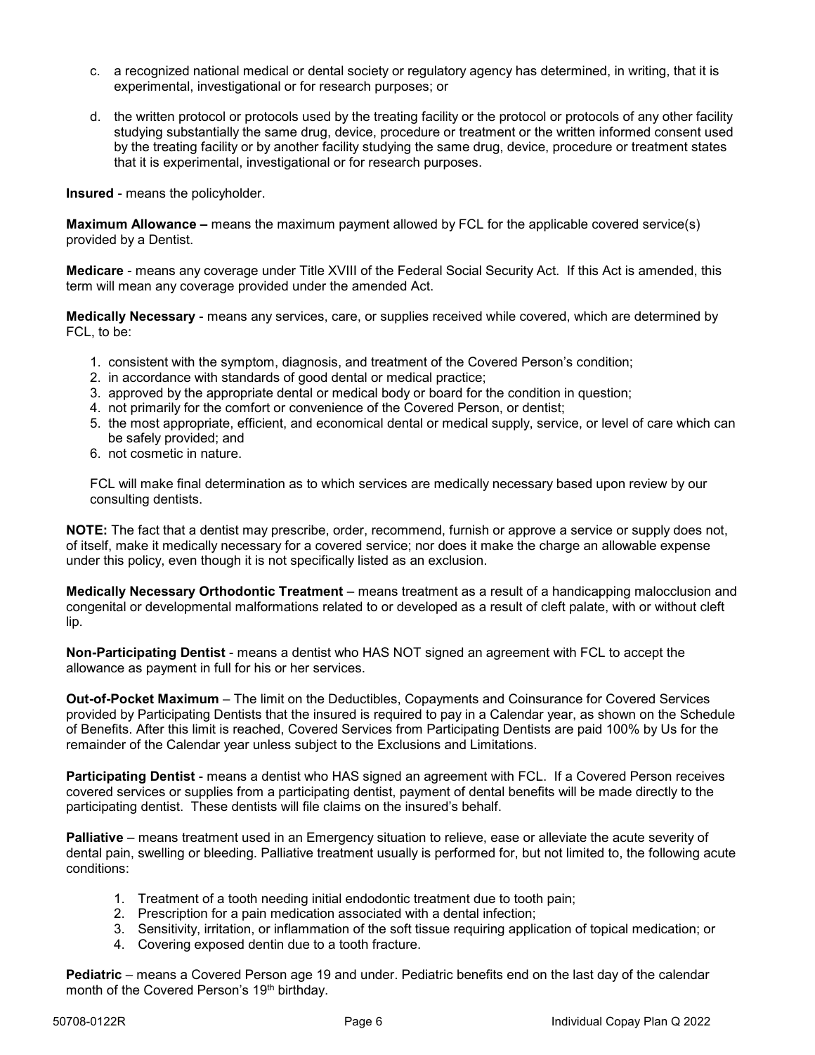c. a recognized national medical or dental society or regulatory agency has determined, in writing, that it is experimental, investigational or for research purposes; or

d. the written protocol or protocols used by the treating facility or the protocol or protocols of any other facility studying substantially the same drug, device, procedure or treatment or the written informed consent used by the treating facility or by another facility studying the same drug, device, procedure or treatment states that it is experimental, investigational or for research purposes.

**Insured** - means the policyholder.

**Maximum Allowance –** means the maximum payment allowed by FCL for the applicable covered service(s) provided by a Dentist.

**Medicare** - means any coverage under Title XVIII of the Federal Social Security Act. If this Act is amended, this term will mean any coverage provided under the amended Act.

**Medically Necessary** - means any services, care, or supplies received while covered, which are determined by FCL, to be:

1. consistent with the symptom, diagnosis, and treatment of the Covered Person's condition;
2. in accordance with standards of good dental or medical practice;
3. approved by the appropriate dental or medical body or board for the condition in question;
4. not primarily for the comfort or convenience of the Covered Person, or dentist;
5. the most appropriate, efficient, and economical dental or medical supply, service, or level of care which can be safely provided; and
6. not cosmetic in nature.

FCL will make final determination as to which services are medically necessary based upon review by our consulting dentists.

**NOTE:** The fact that a dentist may prescribe, order, recommend, furnish or approve a service or supply does not, of itself, make it medically necessary for a covered service; nor does it make the charge an allowable expense under this policy, even though it is not specifically listed as an exclusion.

**Medically Necessary Orthodontic Treatment** – means treatment as a result of a handicapping malocclusion and congenital or developmental malformations related to or developed as a result of cleft palate, with or without cleft lip.

**Non-Participating Dentist** - means a dentist who HAS NOT signed an agreement with FCL to accept the allowance as payment in full for his or her services.

**Out-of-Pocket Maximum** – The limit on the Deductibles, Copayments and Coinsurance for Covered Services provided by Participating Dentists that the insured is required to pay in a Calendar year, as shown on the Schedule of Benefits. After this limit is reached, Covered Services from Participating Dentists are paid 100% by Us for the remainder of the Calendar year unless subject to the Exclusions and Limitations.

**Participating Dentist** - means a dentist who HAS signed an agreement with FCL. If a Covered Person receives covered services or supplies from a participating dentist, payment of dental benefits will be made directly to the participating dentist. These dentists will file claims on the insured's behalf.

**Palliative** – means treatment used in an Emergency situation to relieve, ease or alleviate the acute severity of dental pain, swelling or bleeding. Palliative treatment usually is performed for, but not limited to, the following acute conditions:

1. Treatment of a tooth needing initial endodontic treatment due to tooth pain;
2. Prescription for a pain medication associated with a dental infection;
3. Sensitivity, irritation, or inflammation of the soft tissue requiring application of topical medication; or
4. Covering exposed dentin due to a tooth fracture.

**Pediatric** – means a Covered Person age 19 and under. Pediatric benefits end on the last day of the calendar month of the Covered Person's 19th birthday.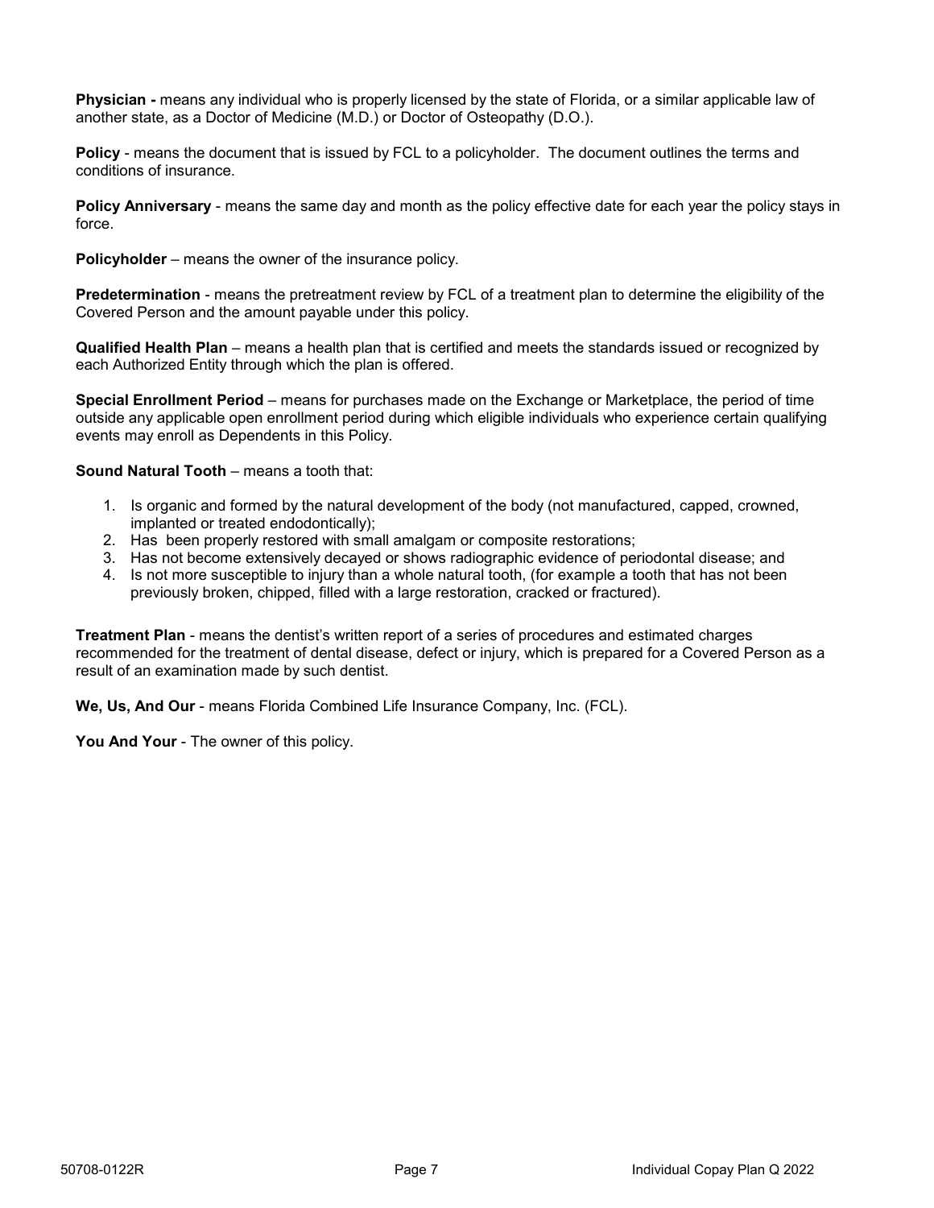**Physician -** means any individual who is properly licensed by the state of Florida, or a similar applicable law of another state, as a Doctor of Medicine (M.D.) or Doctor of Osteopathy (D.O.).

**Policy** - means the document that is issued by FCL to a policyholder. The document outlines the terms and conditions of insurance.

**Policy Anniversary** - means the same day and month as the policy effective date for each year the policy stays in force.

**Policyholder** – means the owner of the insurance policy.

**Predetermination** - means the pretreatment review by FCL of a treatment plan to determine the eligibility of the Covered Person and the amount payable under this policy.

**Qualified Health Plan** – means a health plan that is certified and meets the standards issued or recognized by each Authorized Entity through which the plan is offered.

**Special Enrollment Period** – means for purchases made on the Exchange or Marketplace, the period of time outside any applicable open enrollment period during which eligible individuals who experience certain qualifying events may enroll as Dependents in this Policy.

**Sound Natural Tooth** – means a tooth that:

1. Is organic and formed by the natural development of the body (not manufactured, capped, crowned, implanted or treated endodontically);
2. Has been properly restored with small amalgam or composite restorations;
3. Has not become extensively decayed or shows radiographic evidence of periodontal disease; and
4. Is not more susceptible to injury than a whole natural tooth, (for example a tooth that has not been previously broken, chipped, filled with a large restoration, cracked or fractured).

**Treatment Plan** - means the dentist's written report of a series of procedures and estimated charges recommended for the treatment of dental disease, defect or injury, which is prepared for a Covered Person as a result of an examination made by such dentist.

**We, Us, And Our** - means Florida Combined Life Insurance Company, Inc. (FCL).

**You And Your** - The owner of this policy.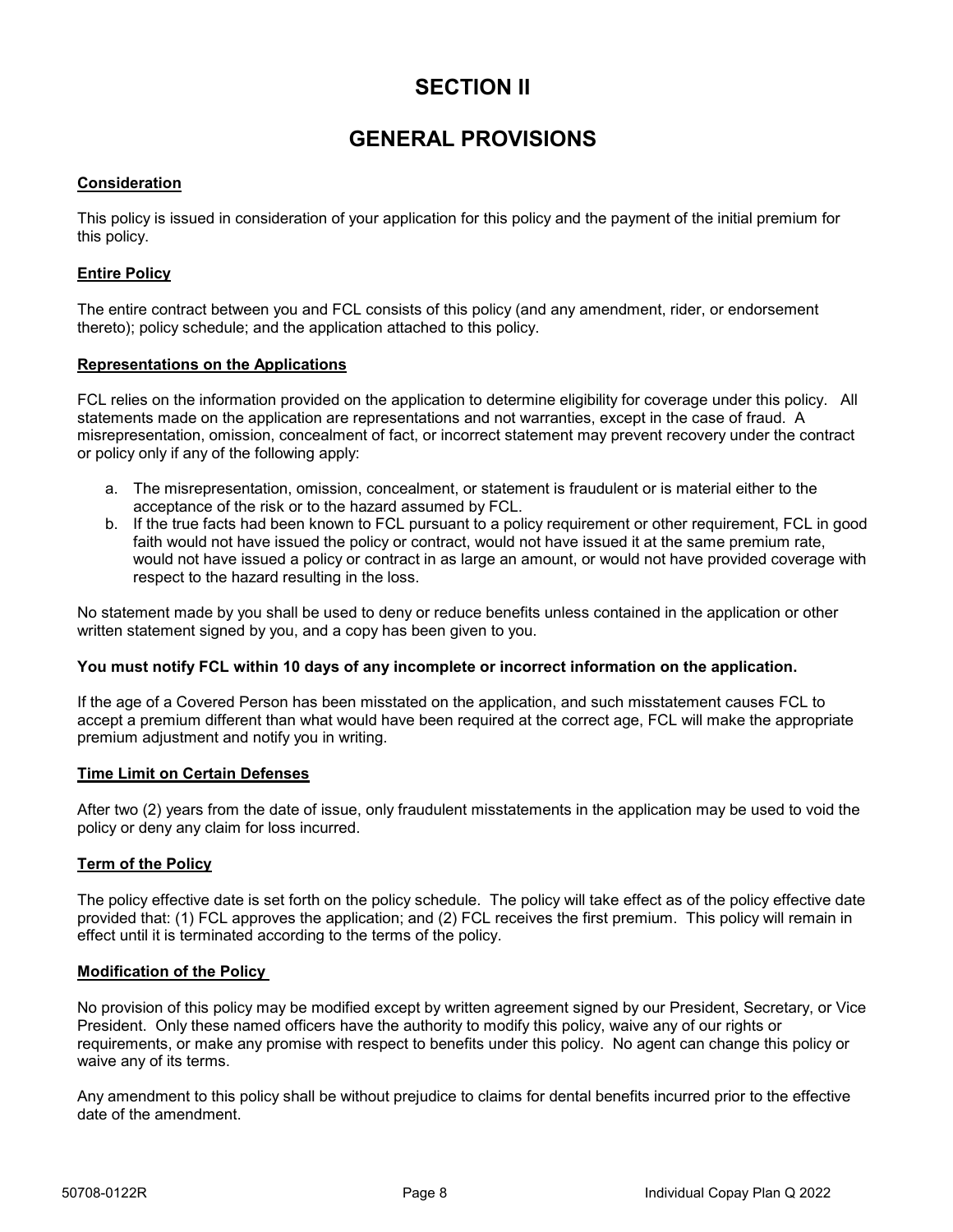# SECTION II

# GENERAL PROVISIONS

**Consideration**

This policy is issued in consideration of your application for this policy and the payment of the initial premium for this policy.

**Entire Policy**

The entire contract between you and FCL consists of this policy (and any amendment, rider, or endorsement thereto); policy schedule; and the application attached to this policy.

**Representations on the Applications**

FCL relies on the information provided on the application to determine eligibility for coverage under this policy. All statements made on the application are representations and not warranties, except in the case of fraud. A misrepresentation, omission, concealment of fact, or incorrect statement may prevent recovery under the contract or policy only if any of the following apply:

a. The misrepresentation, omission, concealment, or statement is fraudulent or is material either to the acceptance of the risk or to the hazard assumed by FCL.
b. If the true facts had been known to FCL pursuant to a policy requirement or other requirement, FCL in good faith would not have issued the policy or contract, would not have issued it at the same premium rate, would not have issued a policy or contract in as large an amount, or would not have provided coverage with respect to the hazard resulting in the loss.

No statement made by you shall be used to deny or reduce benefits unless contained in the application or other written statement signed by you, and a copy has been given to you.

**You must notify FCL within 10 days of any incomplete or incorrect information on the application.**

If the age of a Covered Person has been misstated on the application, and such misstatement causes FCL to accept a premium different than what would have been required at the correct age, FCL will make the appropriate premium adjustment and notify you in writing.

**Time Limit on Certain Defenses**

After two (2) years from the date of issue, only fraudulent misstatements in the application may be used to void the policy or deny any claim for loss incurred.

**Term of the Policy**

The policy effective date is set forth on the policy schedule. The policy will take effect as of the policy effective date provided that: (1) FCL approves the application; and (2) FCL receives the first premium. This policy will remain in effect until it is terminated according to the terms of the policy.

**Modification of the Policy**

No provision of this policy may be modified except by written agreement signed by our President, Secretary, or Vice President. Only these named officers have the authority to modify this policy, waive any of our rights or requirements, or make any promise with respect to benefits under this policy. No agent can change this policy or waive any of its terms.

Any amendment to this policy shall be without prejudice to claims for dental benefits incurred prior to the effective date of the amendment.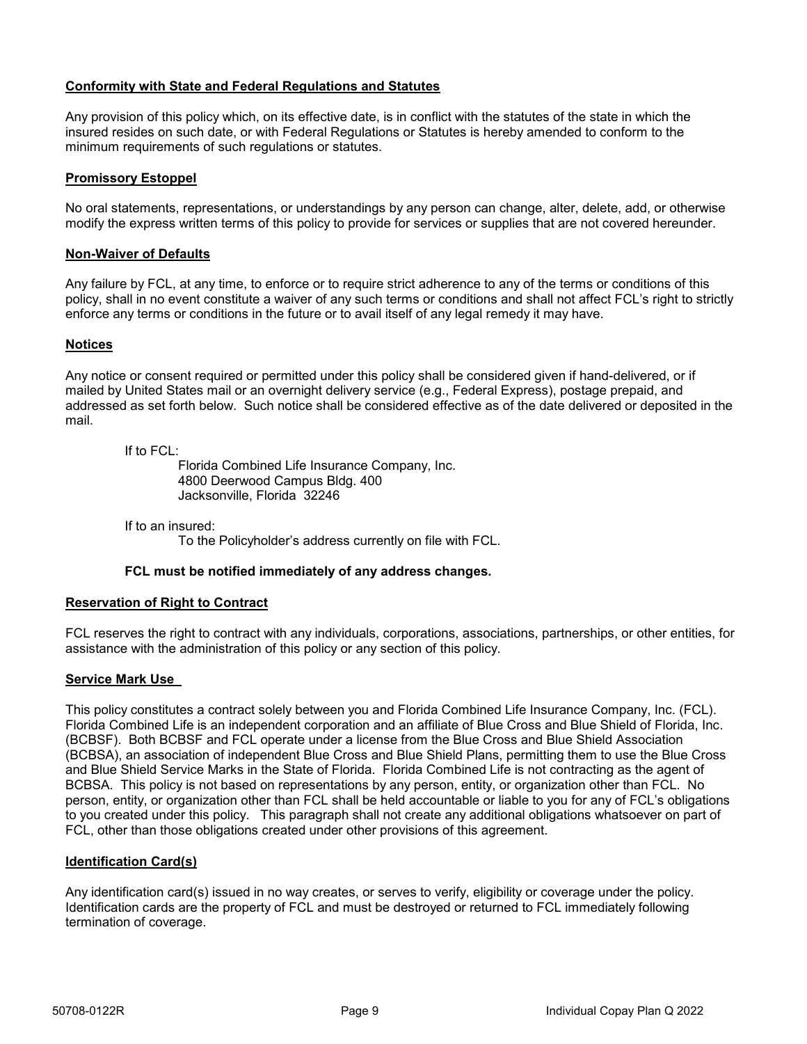**Conformity with State and Federal Regulations and Statutes**

Any provision of this policy which, on its effective date, is in conflict with the statutes of the state in which the insured resides on such date, or with Federal Regulations or Statutes is hereby amended to conform to the minimum requirements of such regulations or statutes.

**Promissory Estoppel**

No oral statements, representations, or understandings by any person can change, alter, delete, add, or otherwise modify the express written terms of this policy to provide for services or supplies that are not covered hereunder.

**Non-Waiver of Defaults**

Any failure by FCL, at any time, to enforce or to require strict adherence to any of the terms or conditions of this policy, shall in no event constitute a waiver of any such terms or conditions and shall not affect FCL's right to strictly enforce any terms or conditions in the future or to avail itself of any legal remedy it may have.

**Notices**

Any notice or consent required or permitted under this policy shall be considered given if hand-delivered, or if mailed by United States mail or an overnight delivery service (e.g., Federal Express), postage prepaid, and addressed as set forth below. Such notice shall be considered effective as of the date delivered or deposited in the mail.

If to FCL:
Florida Combined Life Insurance Company, Inc.
4800 Deerwood Campus Bldg. 400
Jacksonville, Florida 32246

If to an insured:
To the Policyholder's address currently on file with FCL.

**FCL must be notified immediately of any address changes.**

**Reservation of Right to Contract**

FCL reserves the right to contract with any individuals, corporations, associations, partnerships, or other entities, for assistance with the administration of this policy or any section of this policy.

**Service Mark Use**

This policy constitutes a contract solely between you and Florida Combined Life Insurance Company, Inc. (FCL). Florida Combined Life is an independent corporation and an affiliate of Blue Cross and Blue Shield of Florida, Inc. (BCBSF). Both BCBSF and FCL operate under a license from the Blue Cross and Blue Shield Association (BCBSA), an association of independent Blue Cross and Blue Shield Plans, permitting them to use the Blue Cross and Blue Shield Service Marks in the State of Florida. Florida Combined Life is not contracting as the agent of BCBSA. This policy is not based on representations by any person, entity, or organization other than FCL. No person, entity, or organization other than FCL shall be held accountable or liable to you for any of FCL's obligations to you created under this policy. This paragraph shall not create any additional obligations whatsoever on part of FCL, other than those obligations created under other provisions of this agreement.

**Identification Card(s)**

Any identification card(s) issued in no way creates, or serves to verify, eligibility or coverage under the policy. Identification cards are the property of FCL and must be destroyed or returned to FCL immediately following termination of coverage.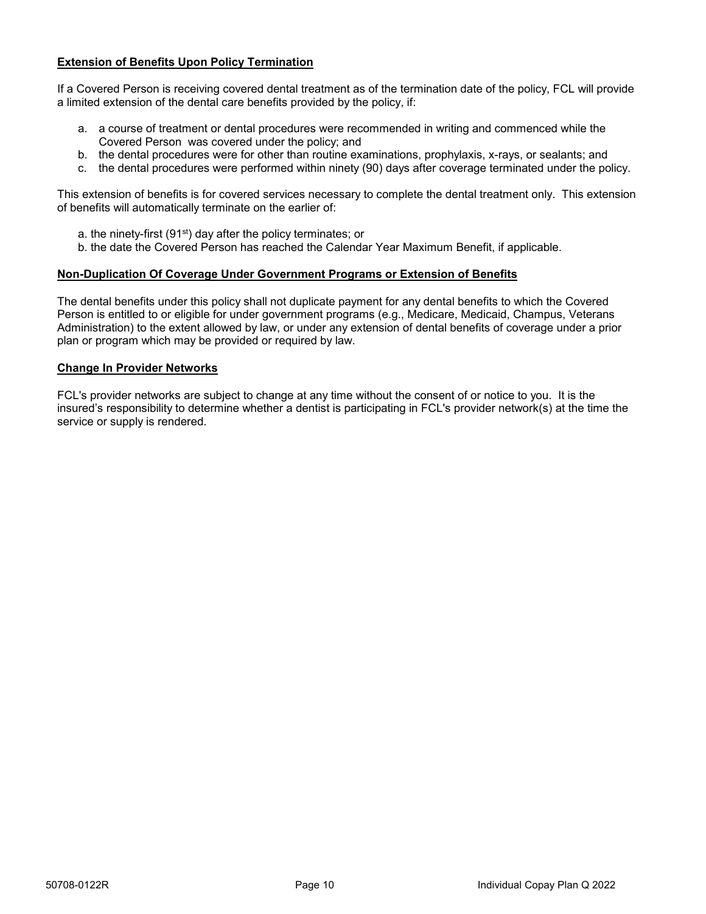**Extension of Benefits Upon Policy Termination**

If a Covered Person is receiving covered dental treatment as of the termination date of the policy, FCL will provide a limited extension of the dental care benefits provided by the policy, if:

a. a course of treatment or dental procedures were recommended in writing and commenced while the Covered Person was covered under the policy; and
b. the dental procedures were for other than routine examinations, prophylaxis, x-rays, or sealants; and
c. the dental procedures were performed within ninety (90) days after coverage terminated under the policy.

This extension of benefits is for covered services necessary to complete the dental treatment only. This extension of benefits will automatically terminate on the earlier of:

a. the ninety-first (91st) day after the policy terminates; or
b. the date the Covered Person has reached the Calendar Year Maximum Benefit, if applicable.

**Non-Duplication Of Coverage Under Government Programs or Extension of Benefits**

The dental benefits under this policy shall not duplicate payment for any dental benefits to which the Covered Person is entitled to or eligible for under government programs (e.g., Medicare, Medicaid, Champus, Veterans Administration) to the extent allowed by law, or under any extension of dental benefits of coverage under a prior plan or program which may be provided or required by law.

**Change In Provider Networks**

FCL's provider networks are subject to change at any time without the consent of or notice to you. It is the insured's responsibility to determine whether a dentist is participating in FCL's provider network(s) at the time the service or supply is rendered.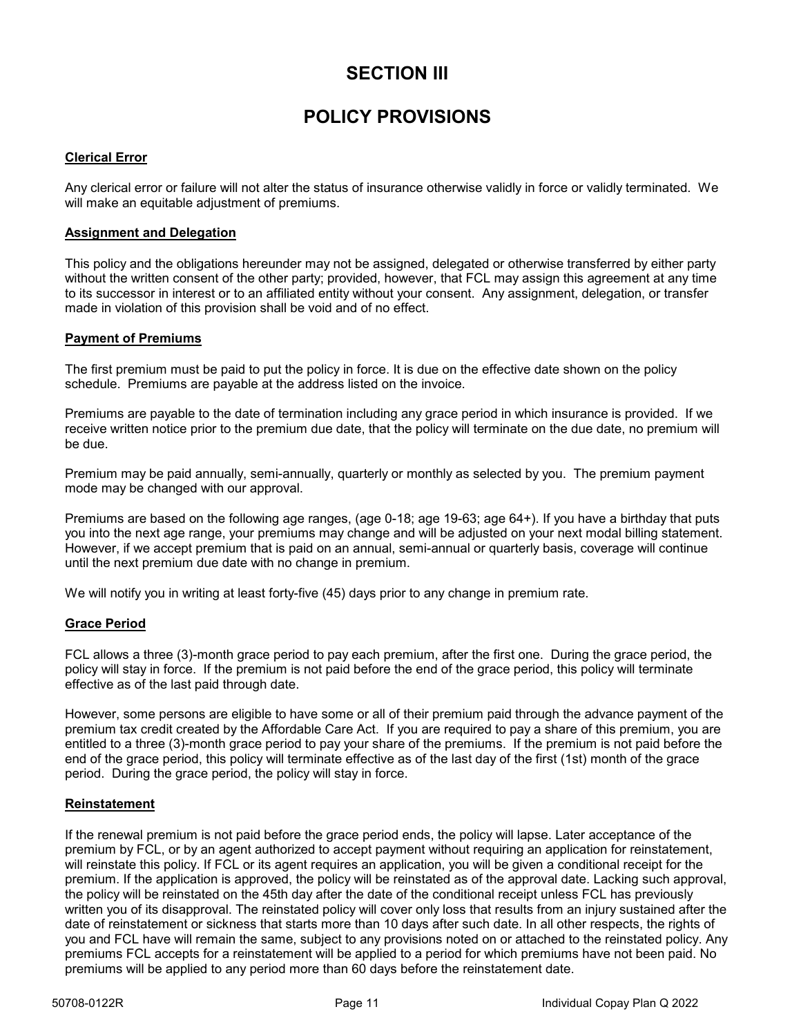# SECTION III

# POLICY PROVISIONS

**Clerical Error**

Any clerical error or failure will not alter the status of insurance otherwise validly in force or validly terminated. We will make an equitable adjustment of premiums.

**Assignment and Delegation**

This policy and the obligations hereunder may not be assigned, delegated or otherwise transferred by either party without the written consent of the other party; provided, however, that FCL may assign this agreement at any time to its successor in interest or to an affiliated entity without your consent. Any assignment, delegation, or transfer made in violation of this provision shall be void and of no effect.

**Payment of Premiums**

The first premium must be paid to put the policy in force. It is due on the effective date shown on the policy schedule. Premiums are payable at the address listed on the invoice.

Premiums are payable to the date of termination including any grace period in which insurance is provided. If we receive written notice prior to the premium due date, that the policy will terminate on the due date, no premium will be due.

Premium may be paid annually, semi-annually, quarterly or monthly as selected by you. The premium payment mode may be changed with our approval.

Premiums are based on the following age ranges, (age 0-18; age 19-63; age 64+). If you have a birthday that puts you into the next age range, your premiums may change and will be adjusted on your next modal billing statement. However, if we accept premium that is paid on an annual, semi-annual or quarterly basis, coverage will continue until the next premium due date with no change in premium.

We will notify you in writing at least forty-five (45) days prior to any change in premium rate.

**Grace Period**

FCL allows a three (3)-month grace period to pay each premium, after the first one. During the grace period, the policy will stay in force. If the premium is not paid before the end of the grace period, this policy will terminate effective as of the last paid through date.

However, some persons are eligible to have some or all of their premium paid through the advance payment of the premium tax credit created by the Affordable Care Act. If you are required to pay a share of this premium, you are entitled to a three (3)-month grace period to pay your share of the premiums. If the premium is not paid before the end of the grace period, this policy will terminate effective as of the last day of the first (1st) month of the grace period. During the grace period, the policy will stay in force.

**Reinstatement**

If the renewal premium is not paid before the grace period ends, the policy will lapse. Later acceptance of the premium by FCL, or by an agent authorized to accept payment without requiring an application for reinstatement, will reinstate this policy. If FCL or its agent requires an application, you will be given a conditional receipt for the premium. If the application is approved, the policy will be reinstated as of the approval date. Lacking such approval, the policy will be reinstated on the 45th day after the date of the conditional receipt unless FCL has previously written you of its disapproval. The reinstated policy will cover only loss that results from an injury sustained after the date of reinstatement or sickness that starts more than 10 days after such date. In all other respects, the rights of you and FCL have will remain the same, subject to any provisions noted on or attached to the reinstated policy. Any premiums FCL accepts for a reinstatement will be applied to a period for which premiums have not been paid. No premiums will be applied to any period more than 60 days before the reinstatement date.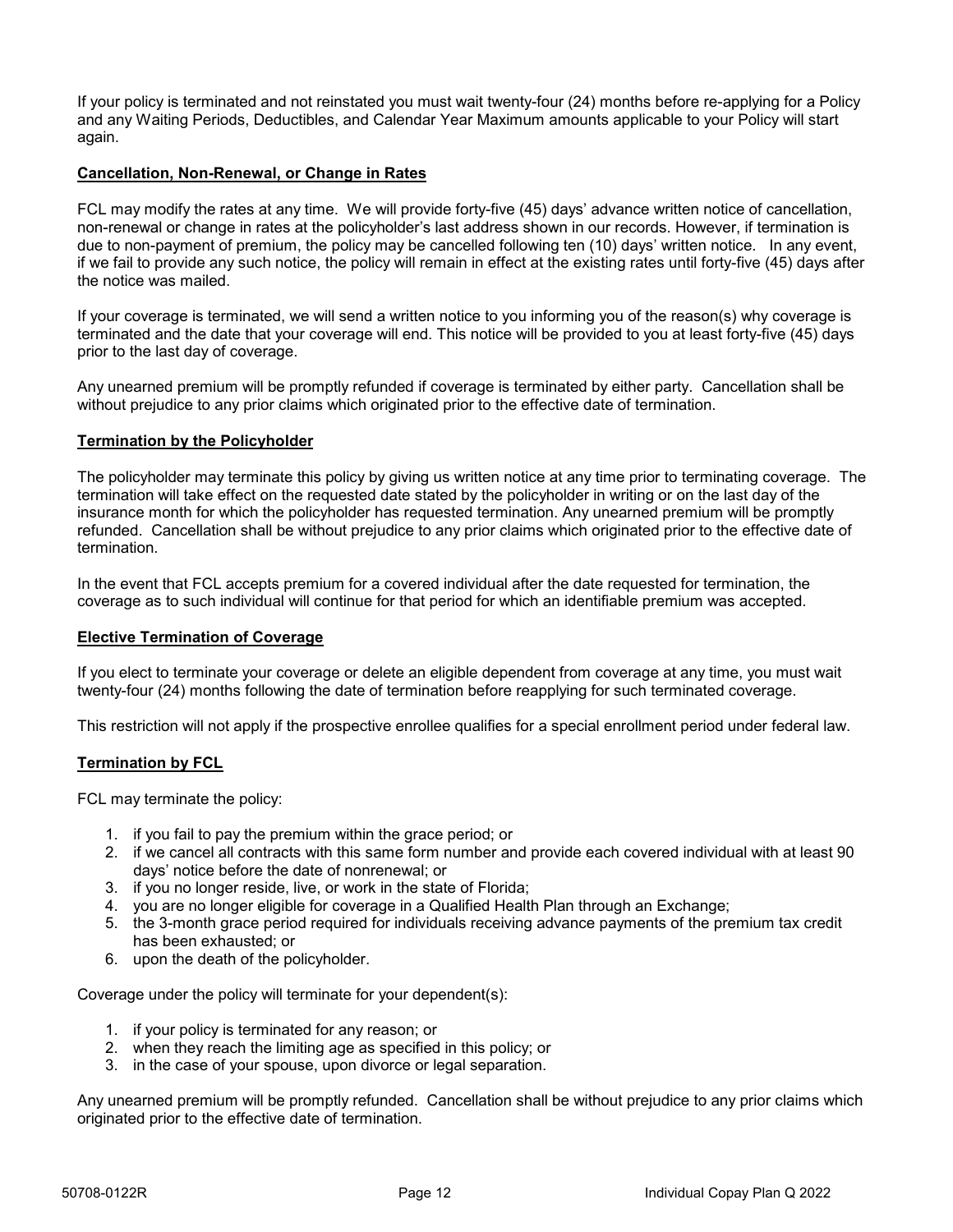If your policy is terminated and not reinstated you must wait twenty-four (24) months before re-applying for a Policy and any Waiting Periods, Deductibles, and Calendar Year Maximum amounts applicable to your Policy will start again.

## Cancellation, Non-Renewal, or Change in Rates

FCL may modify the rates at any time. We will provide forty-five (45) days' advance written notice of cancellation, non-renewal or change in rates at the policyholder's last address shown in our records. However, if termination is due to non-payment of premium, the policy may be cancelled following ten (10) days' written notice. In any event, if we fail to provide any such notice, the policy will remain in effect at the existing rates until forty-five (45) days after the notice was mailed.

If your coverage is terminated, we will send a written notice to you informing you of the reason(s) why coverage is terminated and the date that your coverage will end. This notice will be provided to you at least forty-five (45) days prior to the last day of coverage.

Any unearned premium will be promptly refunded if coverage is terminated by either party. Cancellation shall be without prejudice to any prior claims which originated prior to the effective date of termination.

## Termination by the Policyholder

The policyholder may terminate this policy by giving us written notice at any time prior to terminating coverage. The termination will take effect on the requested date stated by the policyholder in writing or on the last day of the insurance month for which the policyholder has requested termination. Any unearned premium will be promptly refunded. Cancellation shall be without prejudice to any prior claims which originated prior to the effective date of termination.

In the event that FCL accepts premium for a covered individual after the date requested for termination, the coverage as to such individual will continue for that period for which an identifiable premium was accepted.

## Elective Termination of Coverage

If you elect to terminate your coverage or delete an eligible dependent from coverage at any time, you must wait twenty-four (24) months following the date of termination before reapplying for such terminated coverage.

This restriction will not apply if the prospective enrollee qualifies for a special enrollment period under federal law.

## Termination by FCL

FCL may terminate the policy:

1. if you fail to pay the premium within the grace period; or
2. if we cancel all contracts with this same form number and provide each covered individual with at least 90 days' notice before the date of nonrenewal; or
3. if you no longer reside, live, or work in the state of Florida;
4. you are no longer eligible for coverage in a Qualified Health Plan through an Exchange;
5. the 3-month grace period required for individuals receiving advance payments of the premium tax credit has been exhausted; or
6. upon the death of the policyholder.

Coverage under the policy will terminate for your dependent(s):

1. if your policy is terminated for any reason; or
2. when they reach the limiting age as specified in this policy; or
3. in the case of your spouse, upon divorce or legal separation.

Any unearned premium will be promptly refunded. Cancellation shall be without prejudice to any prior claims which originated prior to the effective date of termination.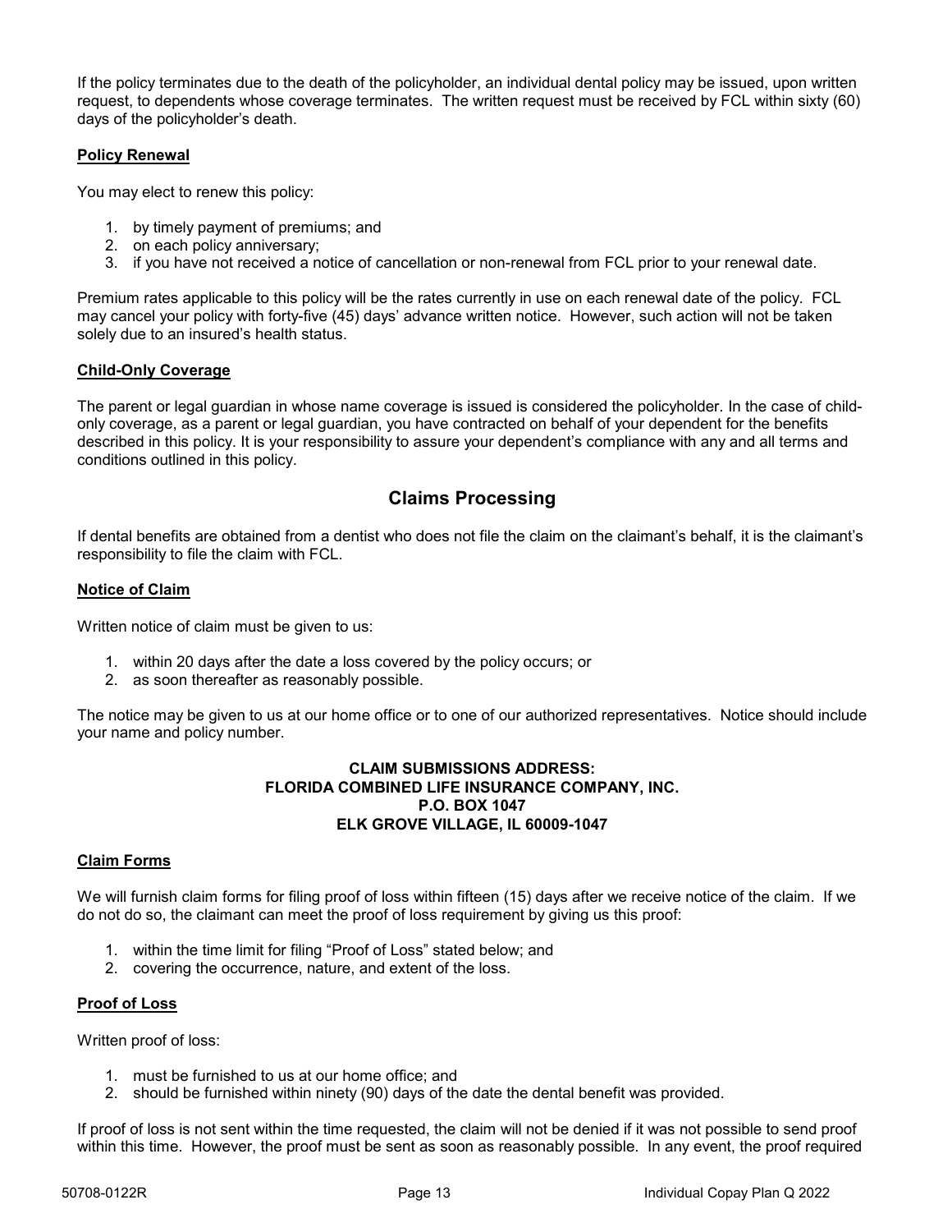If the policy terminates due to the death of the policyholder, an individual dental policy may be issued, upon written request, to dependents whose coverage terminates. The written request must be received by FCL within sixty (60) days of the policyholder's death.

**Policy Renewal**

You may elect to renew this policy:

1. by timely payment of premiums; and
2. on each policy anniversary;
3. if you have not received a notice of cancellation or non-renewal from FCL prior to your renewal date.

Premium rates applicable to this policy will be the rates currently in use on each renewal date of the policy. FCL may cancel your policy with forty-five (45) days' advance written notice. However, such action will not be taken solely due to an insured's health status.

**Child-Only Coverage**

The parent or legal guardian in whose name coverage is issued is considered the policyholder. In the case of child-only coverage, as a parent or legal guardian, you have contracted on behalf of your dependent for the benefits described in this policy. It is your responsibility to assure your dependent's compliance with any and all terms and conditions outlined in this policy.

## Claims Processing

If dental benefits are obtained from a dentist who does not file the claim on the claimant's behalf, it is the claimant's responsibility to file the claim with FCL.

**Notice of Claim**

Written notice of claim must be given to us:

1. within 20 days after the date a loss covered by the policy occurs; or
2. as soon thereafter as reasonably possible.

The notice may be given to us at our home office or to one of our authorized representatives. Notice should include your name and policy number.

**CLAIM SUBMISSIONS ADDRESS:**
**FLORIDA COMBINED LIFE INSURANCE COMPANY, INC.**
**P.O. BOX 1047**
**ELK GROVE VILLAGE, IL 60009-1047**

**Claim Forms**

We will furnish claim forms for filing proof of loss within fifteen (15) days after we receive notice of the claim. If we do not do so, the claimant can meet the proof of loss requirement by giving us this proof:

1. within the time limit for filing "Proof of Loss" stated below; and
2. covering the occurrence, nature, and extent of the loss.

**Proof of Loss**

Written proof of loss:

1. must be furnished to us at our home office; and
2. should be furnished within ninety (90) days of the date the dental benefit was provided.

If proof of loss is not sent within the time requested, the claim will not be denied if it was not possible to send proof within this time. However, the proof must be sent as soon as reasonably possible. In any event, the proof required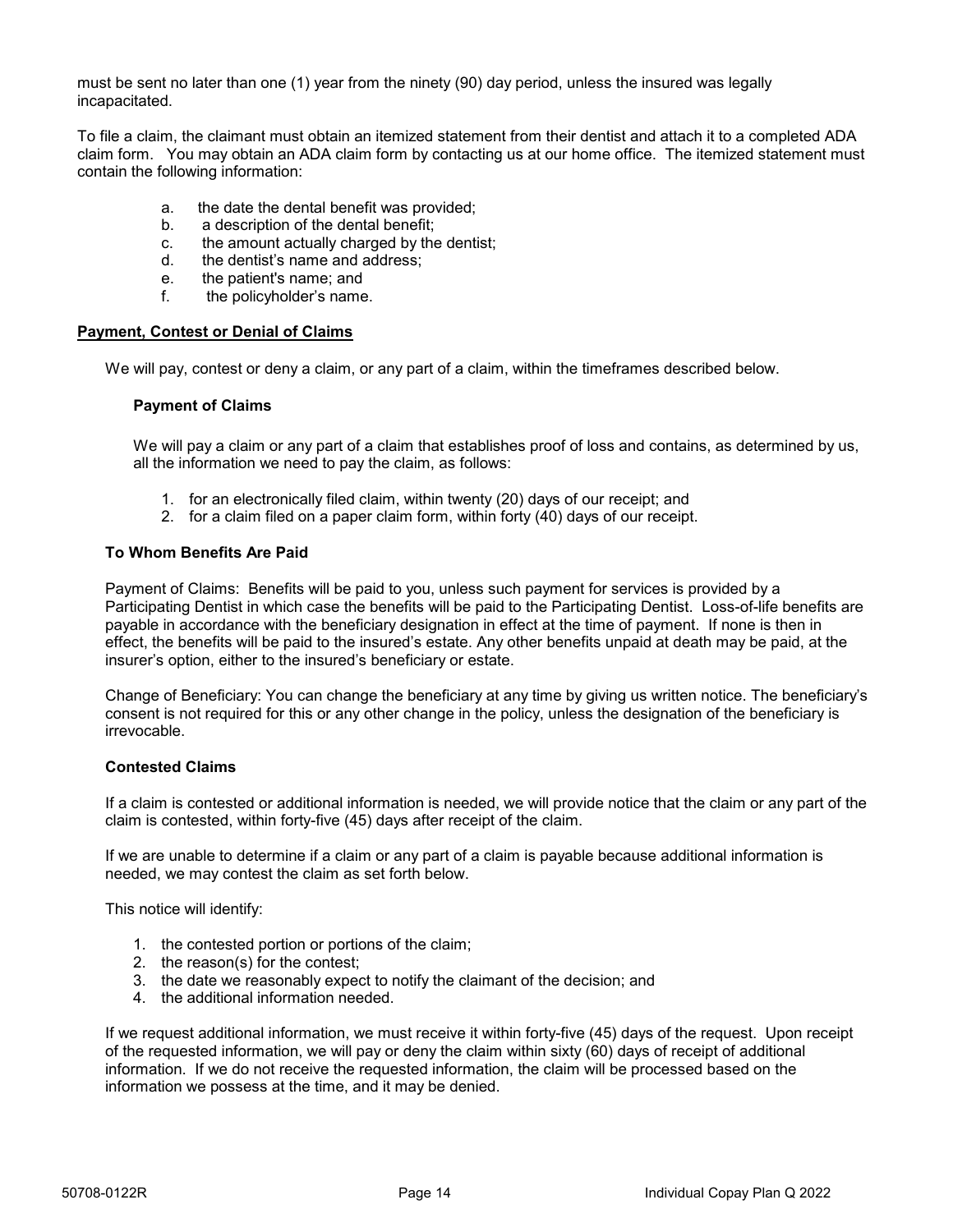must be sent no later than one (1) year from the ninety (90) day period, unless the insured was legally incapacitated.

To file a claim, the claimant must obtain an itemized statement from their dentist and attach it to a completed ADA claim form. You may obtain an ADA claim form by contacting us at our home office. The itemized statement must contain the following information:

a. the date the dental benefit was provided;
b. a description of the dental benefit;
c. the amount actually charged by the dentist;
d. the dentist's name and address;
e. the patient's name; and
f. the policyholder's name.

## Payment, Contest or Denial of Claims

We will pay, contest or deny a claim, or any part of a claim, within the timeframes described below.

### Payment of Claims

We will pay a claim or any part of a claim that establishes proof of loss and contains, as determined by us, all the information we need to pay the claim, as follows:

1. for an electronically filed claim, within twenty (20) days of our receipt; and
2. for a claim filed on a paper claim form, within forty (40) days of our receipt.

### To Whom Benefits Are Paid

Payment of Claims: Benefits will be paid to you, unless such payment for services is provided by a Participating Dentist in which case the benefits will be paid to the Participating Dentist. Loss-of-life benefits are payable in accordance with the beneficiary designation in effect at the time of payment. If none is then in effect, the benefits will be paid to the insured's estate. Any other benefits unpaid at death may be paid, at the insurer's option, either to the insured's beneficiary or estate.

Change of Beneficiary: You can change the beneficiary at any time by giving us written notice. The beneficiary's consent is not required for this or any other change in the policy, unless the designation of the beneficiary is irrevocable.

### Contested Claims

If a claim is contested or additional information is needed, we will provide notice that the claim or any part of the claim is contested, within forty-five (45) days after receipt of the claim.

If we are unable to determine if a claim or any part of a claim is payable because additional information is needed, we may contest the claim as set forth below.

This notice will identify:

1. the contested portion or portions of the claim;
2. the reason(s) for the contest;
3. the date we reasonably expect to notify the claimant of the decision; and
4. the additional information needed.

If we request additional information, we must receive it within forty-five (45) days of the request. Upon receipt of the requested information, we will pay or deny the claim within sixty (60) days of receipt of additional information. If we do not receive the requested information, the claim will be processed based on the information we possess at the time, and it may be denied.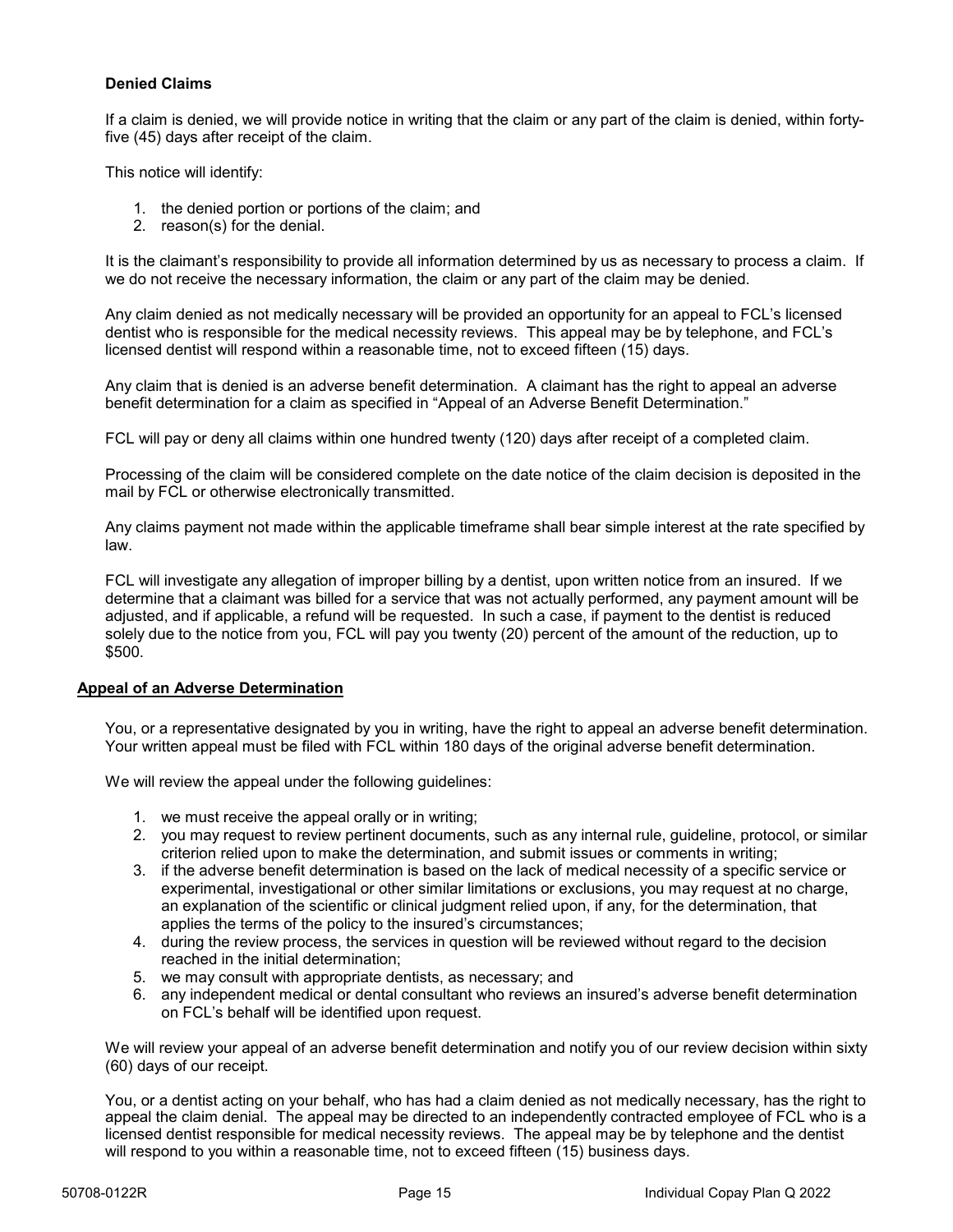**Denied Claims**

If a claim is denied, we will provide notice in writing that the claim or any part of the claim is denied, within forty-five (45) days after receipt of the claim.

This notice will identify:

1. the denied portion or portions of the claim; and
2. reason(s) for the denial.

It is the claimant's responsibility to provide all information determined by us as necessary to process a claim. If we do not receive the necessary information, the claim or any part of the claim may be denied.

Any claim denied as not medically necessary will be provided an opportunity for an appeal to FCL's licensed dentist who is responsible for the medical necessity reviews. This appeal may be by telephone, and FCL's licensed dentist will respond within a reasonable time, not to exceed fifteen (15) days.

Any claim that is denied is an adverse benefit determination. A claimant has the right to appeal an adverse benefit determination for a claim as specified in "Appeal of an Adverse Benefit Determination."

FCL will pay or deny all claims within one hundred twenty (120) days after receipt of a completed claim.

Processing of the claim will be considered complete on the date notice of the claim decision is deposited in the mail by FCL or otherwise electronically transmitted.

Any claims payment not made within the applicable timeframe shall bear simple interest at the rate specified by law.

FCL will investigate any allegation of improper billing by a dentist, upon written notice from an insured. If we determine that a claimant was billed for a service that was not actually performed, any payment amount will be adjusted, and if applicable, a refund will be requested. In such a case, if payment to the dentist is reduced solely due to the notice from you, FCL will pay you twenty (20) percent of the amount of the reduction, up to $500.

**Appeal of an Adverse Determination**

You, or a representative designated by you in writing, have the right to appeal an adverse benefit determination. Your written appeal must be filed with FCL within 180 days of the original adverse benefit determination.

We will review the appeal under the following guidelines:

1. we must receive the appeal orally or in writing;
2. you may request to review pertinent documents, such as any internal rule, guideline, protocol, or similar criterion relied upon to make the determination, and submit issues or comments in writing;
3. if the adverse benefit determination is based on the lack of medical necessity of a specific service or experimental, investigational or other similar limitations or exclusions, you may request at no charge, an explanation of the scientific or clinical judgment relied upon, if any, for the determination, that applies the terms of the policy to the insured's circumstances;
4. during the review process, the services in question will be reviewed without regard to the decision reached in the initial determination;
5. we may consult with appropriate dentists, as necessary; and
6. any independent medical or dental consultant who reviews an insured's adverse benefit determination on FCL's behalf will be identified upon request.

We will review your appeal of an adverse benefit determination and notify you of our review decision within sixty (60) days of our receipt.

You, or a dentist acting on your behalf, who has had a claim denied as not medically necessary, has the right to appeal the claim denial. The appeal may be directed to an independently contracted employee of FCL who is a licensed dentist responsible for medical necessity reviews. The appeal may be by telephone and the dentist will respond to you within a reasonable time, not to exceed fifteen (15) business days.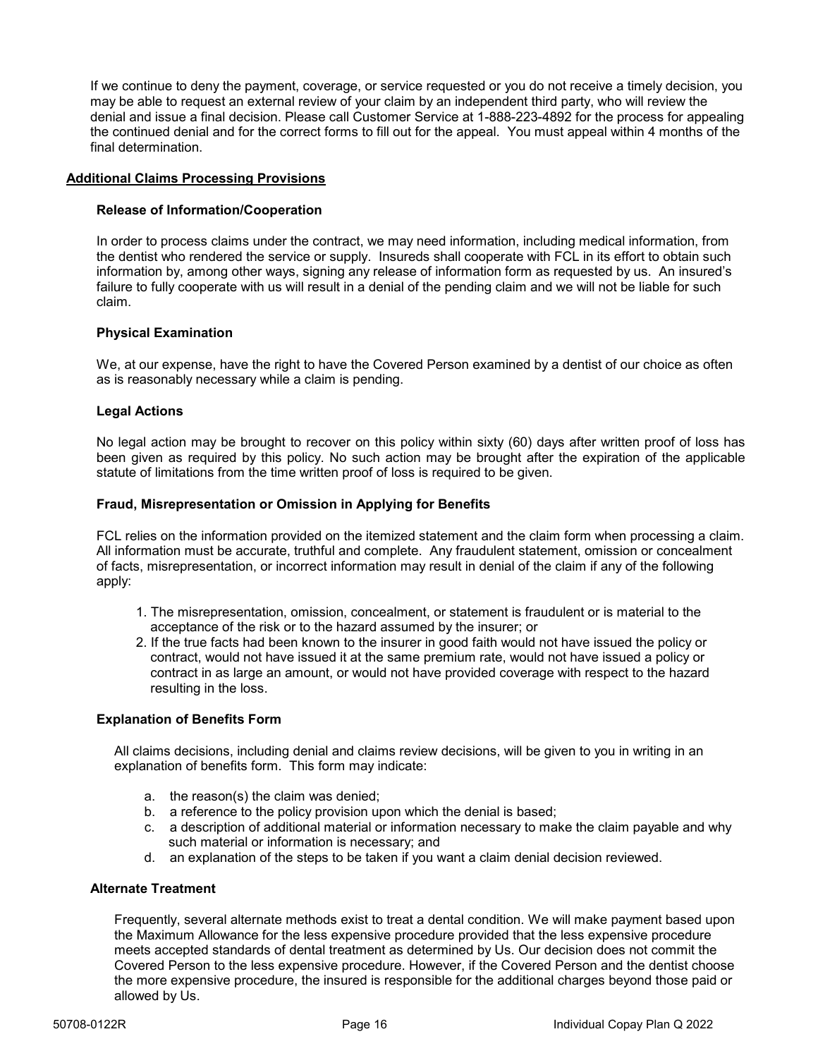If we continue to deny the payment, coverage, or service requested or you do not receive a timely decision, you may be able to request an external review of your claim by an independent third party, who will review the denial and issue a final decision. Please call Customer Service at 1-888-223-4892 for the process for appealing the continued denial and for the correct forms to fill out for the appeal. You must appeal within 4 months of the final determination.

## Additional Claims Processing Provisions

### Release of Information/Cooperation

In order to process claims under the contract, we may need information, including medical information, from the dentist who rendered the service or supply. Insureds shall cooperate with FCL in its effort to obtain such information by, among other ways, signing any release of information form as requested by us. An insured's failure to fully cooperate with us will result in a denial of the pending claim and we will not be liable for such claim.

### Physical Examination

We, at our expense, have the right to have the Covered Person examined by a dentist of our choice as often as is reasonably necessary while a claim is pending.

### Legal Actions

No legal action may be brought to recover on this policy within sixty (60) days after written proof of loss has been given as required by this policy. No such action may be brought after the expiration of the applicable statute of limitations from the time written proof of loss is required to be given.

### Fraud, Misrepresentation or Omission in Applying for Benefits

FCL relies on the information provided on the itemized statement and the claim form when processing a claim. All information must be accurate, truthful and complete. Any fraudulent statement, omission or concealment of facts, misrepresentation, or incorrect information may result in denial of the claim if any of the following apply:

1. The misrepresentation, omission, concealment, or statement is fraudulent or is material to the acceptance of the risk or to the hazard assumed by the insurer; or
2. If the true facts had been known to the insurer in good faith would not have issued the policy or contract, would not have issued it at the same premium rate, would not have issued a policy or contract in as large an amount, or would not have provided coverage with respect to the hazard resulting in the loss.

### Explanation of Benefits Form

All claims decisions, including denial and claims review decisions, will be given to you in writing in an explanation of benefits form. This form may indicate:

a. the reason(s) the claim was denied;
b. a reference to the policy provision upon which the denial is based;
c. a description of additional material or information necessary to make the claim payable and why such material or information is necessary; and
d. an explanation of the steps to be taken if you want a claim denial decision reviewed.

### Alternate Treatment

Frequently, several alternate methods exist to treat a dental condition. We will make payment based upon the Maximum Allowance for the less expensive procedure provided that the less expensive procedure meets accepted standards of dental treatment as determined by Us. Our decision does not commit the Covered Person to the less expensive procedure. However, if the Covered Person and the dentist choose the more expensive procedure, the insured is responsible for the additional charges beyond those paid or allowed by Us.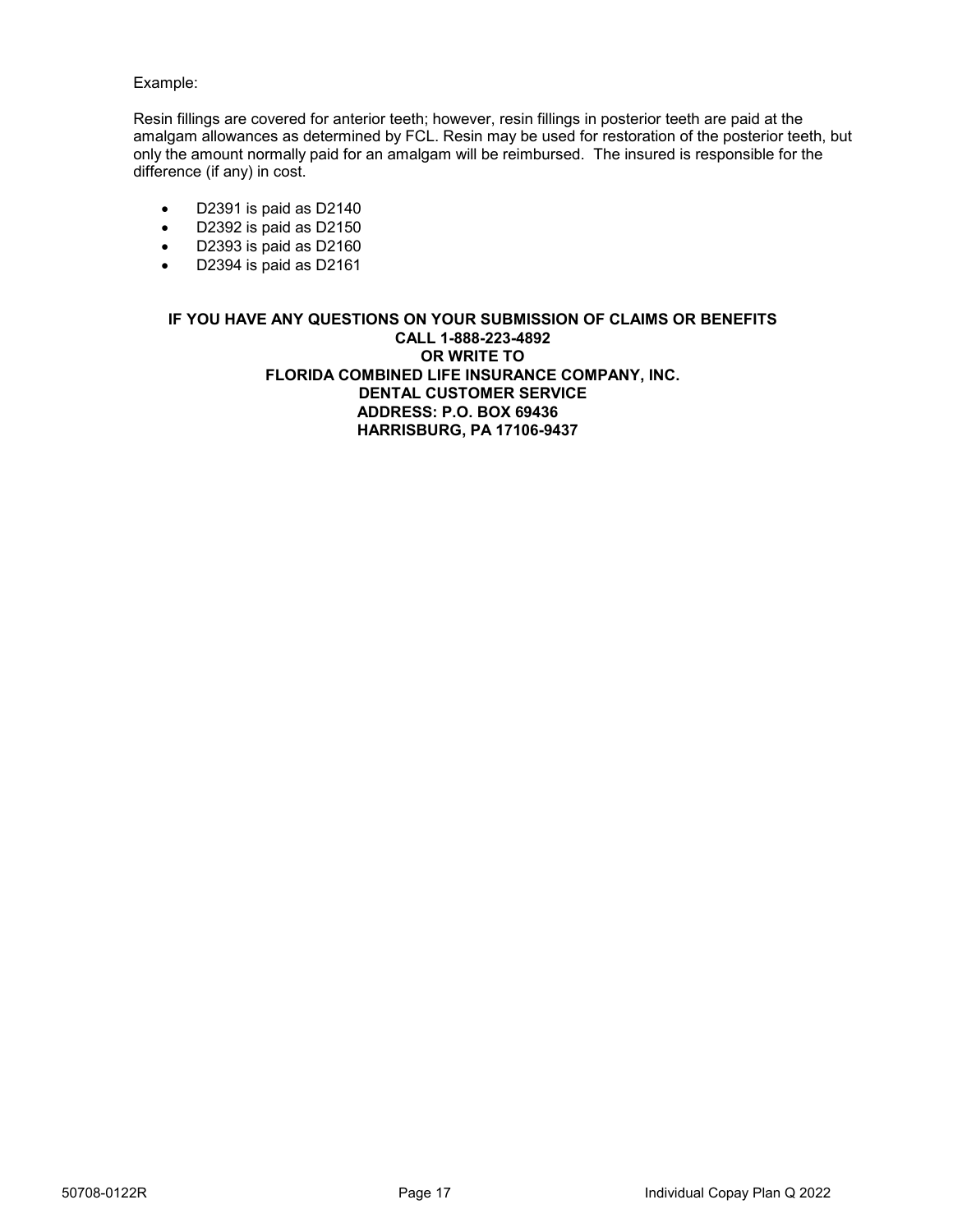Example:

Resin fillings are covered for anterior teeth; however, resin fillings in posterior teeth are paid at the amalgam allowances as determined by FCL. Resin may be used for restoration of the posterior teeth, but only the amount normally paid for an amalgam will be reimbursed. The insured is responsible for the difference (if any) in cost.

- D2391 is paid as D2140
- D2392 is paid as D2150
- D2393 is paid as D2160
- D2394 is paid as D2161

**IF YOU HAVE ANY QUESTIONS ON YOUR SUBMISSION OF CLAIMS OR BENEFITS**
**CALL 1-888-223-4892**
**OR WRITE TO**
**FLORIDA COMBINED LIFE INSURANCE COMPANY, INC.**
**DENTAL CUSTOMER SERVICE**
**ADDRESS: P.O. BOX 69436**
**HARRISBURG, PA 17106-9437**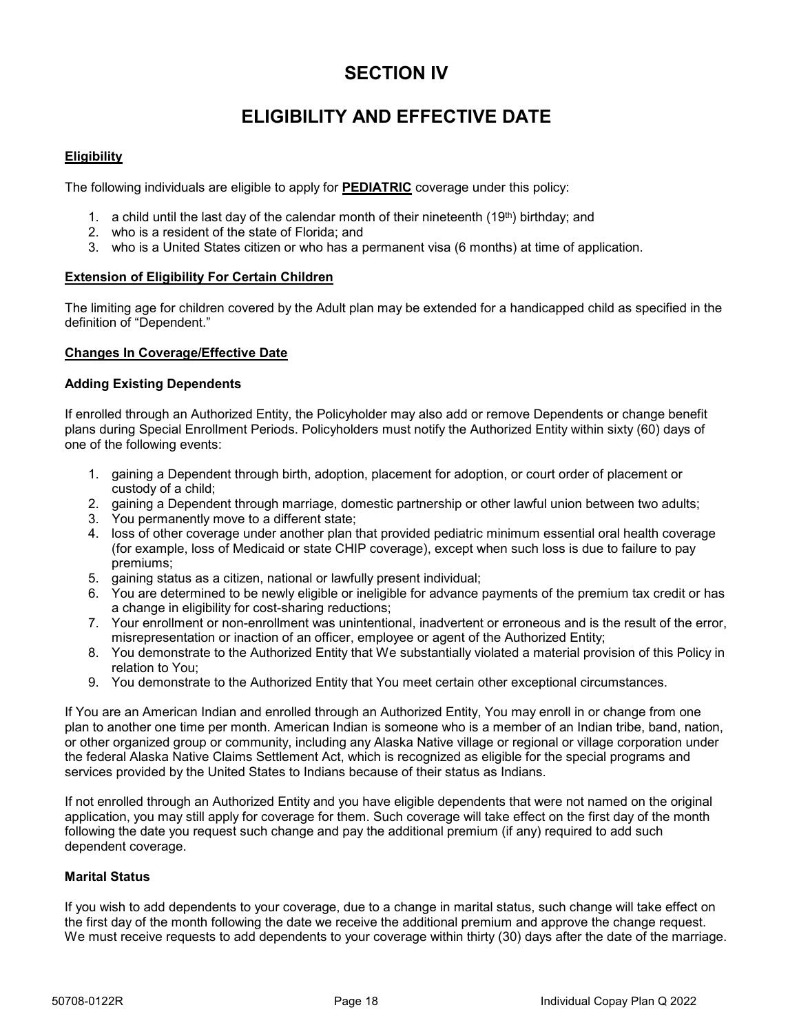# SECTION IV

# ELIGIBILITY AND EFFECTIVE DATE

**Eligibility**

The following individuals are eligible to apply for **PEDIATRIC** coverage under this policy:

1. a child until the last day of the calendar month of their nineteenth (19th) birthday; and
2. who is a resident of the state of Florida; and
3. who is a United States citizen or who has a permanent visa (6 months) at time of application.

**Extension of Eligibility For Certain Children**

The limiting age for children covered by the Adult plan may be extended for a handicapped child as specified in the definition of "Dependent."

**Changes In Coverage/Effective Date**

**Adding Existing Dependents**

If enrolled through an Authorized Entity, the Policyholder may also add or remove Dependents or change benefit plans during Special Enrollment Periods. Policyholders must notify the Authorized Entity within sixty (60) days of one of the following events:

1. gaining a Dependent through birth, adoption, placement for adoption, or court order of placement or custody of a child;
2. gaining a Dependent through marriage, domestic partnership or other lawful union between two adults;
3. You permanently move to a different state;
4. loss of other coverage under another plan that provided pediatric minimum essential oral health coverage (for example, loss of Medicaid or state CHIP coverage), except when such loss is due to failure to pay premiums;
5. gaining status as a citizen, national or lawfully present individual;
6. You are determined to be newly eligible or ineligible for advance payments of the premium tax credit or has a change in eligibility for cost-sharing reductions;
7. Your enrollment or non-enrollment was unintentional, inadvertent or erroneous and is the result of the error, misrepresentation or inaction of an officer, employee or agent of the Authorized Entity;
8. You demonstrate to the Authorized Entity that We substantially violated a material provision of this Policy in relation to You;
9. You demonstrate to the Authorized Entity that You meet certain other exceptional circumstances.

If You are an American Indian and enrolled through an Authorized Entity, You may enroll in or change from one plan to another one time per month. American Indian is someone who is a member of an Indian tribe, band, nation, or other organized group or community, including any Alaska Native village or regional or village corporation under the federal Alaska Native Claims Settlement Act, which is recognized as eligible for the special programs and services provided by the United States to Indians because of their status as Indians.

If not enrolled through an Authorized Entity and you have eligible dependents that were not named on the original application, you may still apply for coverage for them. Such coverage will take effect on the first day of the month following the date you request such change and pay the additional premium (if any) required to add such dependent coverage.

**Marital Status**

If you wish to add dependents to your coverage, due to a change in marital status, such change will take effect on the first day of the month following the date we receive the additional premium and approve the change request. We must receive requests to add dependents to your coverage within thirty (30) days after the date of the marriage.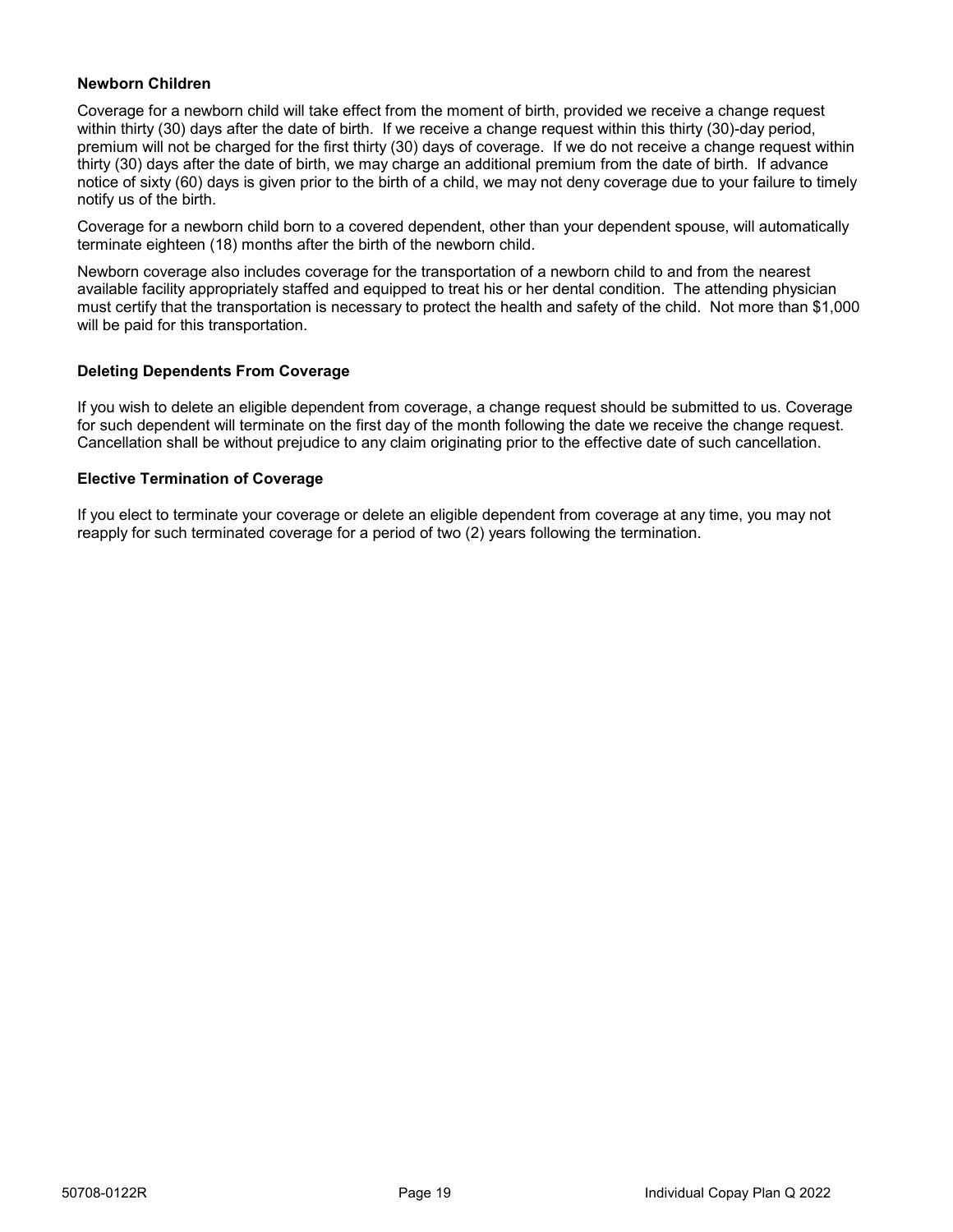### Newborn Children

Coverage for a newborn child will take effect from the moment of birth, provided we receive a change request within thirty (30) days after the date of birth. If we receive a change request within this thirty (30)-day period, premium will not be charged for the first thirty (30) days of coverage. If we do not receive a change request within thirty (30) days after the date of birth, we may charge an additional premium from the date of birth. If advance notice of sixty (60) days is given prior to the birth of a child, we may not deny coverage due to your failure to timely notify us of the birth.

Coverage for a newborn child born to a covered dependent, other than your dependent spouse, will automatically terminate eighteen (18) months after the birth of the newborn child.

Newborn coverage also includes coverage for the transportation of a newborn child to and from the nearest available facility appropriately staffed and equipped to treat his or her dental condition. The attending physician must certify that the transportation is necessary to protect the health and safety of the child. Not more than $1,000 will be paid for this transportation.

### Deleting Dependents From Coverage

If you wish to delete an eligible dependent from coverage, a change request should be submitted to us. Coverage for such dependent will terminate on the first day of the month following the date we receive the change request. Cancellation shall be without prejudice to any claim originating prior to the effective date of such cancellation.

### Elective Termination of Coverage

If you elect to terminate your coverage or delete an eligible dependent from coverage at any time, you may not reapply for such terminated coverage for a period of two (2) years following the termination.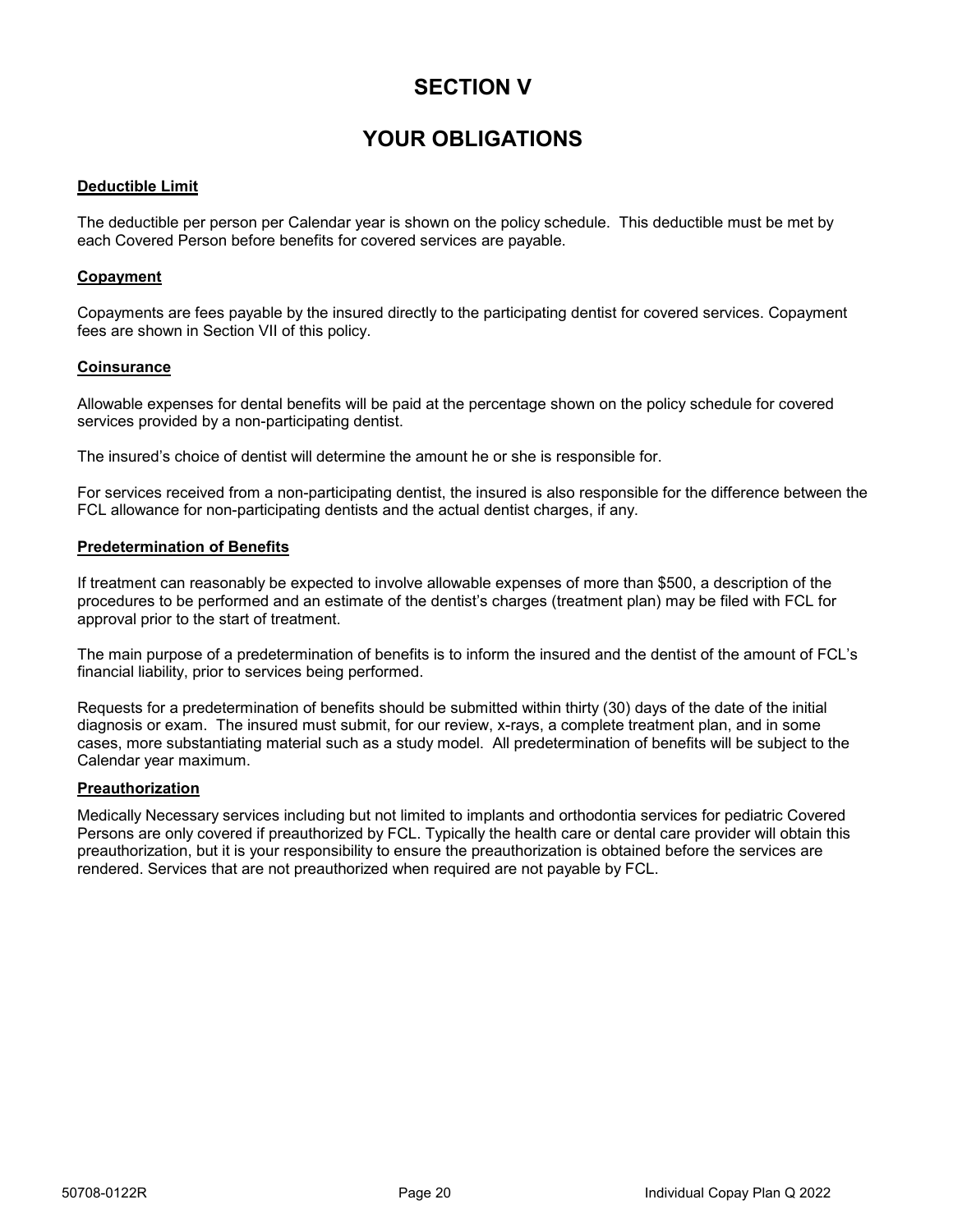# SECTION V

# YOUR OBLIGATIONS

**Deductible Limit**

The deductible per person per Calendar year is shown on the policy schedule. This deductible must be met by each Covered Person before benefits for covered services are payable.

**Copayment**

Copayments are fees payable by the insured directly to the participating dentist for covered services. Copayment fees are shown in Section VII of this policy.

**Coinsurance**

Allowable expenses for dental benefits will be paid at the percentage shown on the policy schedule for covered services provided by a non-participating dentist.

The insured's choice of dentist will determine the amount he or she is responsible for.

For services received from a non-participating dentist, the insured is also responsible for the difference between the FCL allowance for non-participating dentists and the actual dentist charges, if any.

**Predetermination of Benefits**

If treatment can reasonably be expected to involve allowable expenses of more than $500, a description of the procedures to be performed and an estimate of the dentist's charges (treatment plan) may be filed with FCL for approval prior to the start of treatment.

The main purpose of a predetermination of benefits is to inform the insured and the dentist of the amount of FCL's financial liability, prior to services being performed.

Requests for a predetermination of benefits should be submitted within thirty (30) days of the date of the initial diagnosis or exam. The insured must submit, for our review, x-rays, a complete treatment plan, and in some cases, more substantiating material such as a study model. All predetermination of benefits will be subject to the Calendar year maximum.

**Preauthorization**

Medically Necessary services including but not limited to implants and orthodontia services for pediatric Covered Persons are only covered if preauthorized by FCL. Typically the health care or dental care provider will obtain this preauthorization, but it is your responsibility to ensure the preauthorization is obtained before the services are rendered. Services that are not preauthorized when required are not payable by FCL.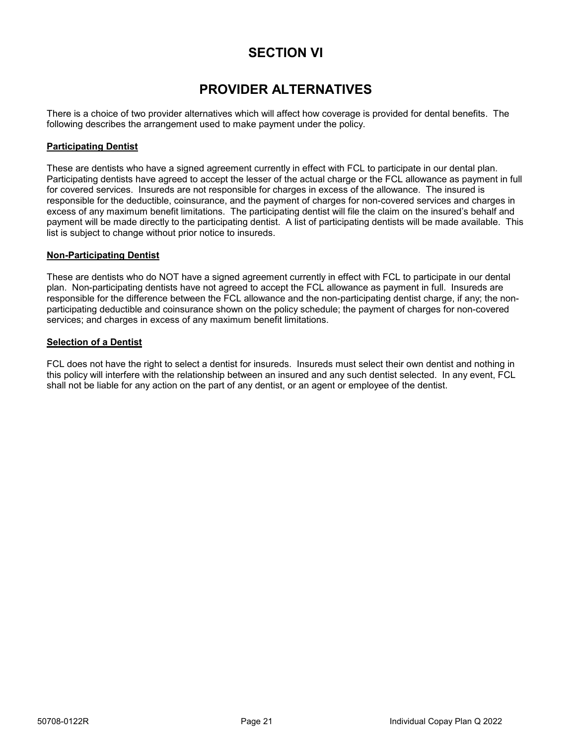# SECTION VI

# PROVIDER ALTERNATIVES

There is a choice of two provider alternatives which will affect how coverage is provided for dental benefits. The following describes the arrangement used to make payment under the policy.

**Participating Dentist**

These are dentists who have a signed agreement currently in effect with FCL to participate in our dental plan. Participating dentists have agreed to accept the lesser of the actual charge or the FCL allowance as payment in full for covered services. Insureds are not responsible for charges in excess of the allowance. The insured is responsible for the deductible, coinsurance, and the payment of charges for non-covered services and charges in excess of any maximum benefit limitations. The participating dentist will file the claim on the insured's behalf and payment will be made directly to the participating dentist. A list of participating dentists will be made available. This list is subject to change without prior notice to insureds.

**Non-Participating Dentist**

These are dentists who do NOT have a signed agreement currently in effect with FCL to participate in our dental plan. Non-participating dentists have not agreed to accept the FCL allowance as payment in full. Insureds are responsible for the difference between the FCL allowance and the non-participating dentist charge, if any; the non-participating deductible and coinsurance shown on the policy schedule; the payment of charges for non-covered services; and charges in excess of any maximum benefit limitations.

**Selection of a Dentist**

FCL does not have the right to select a dentist for insureds. Insureds must select their own dentist and nothing in this policy will interfere with the relationship between an insured and any such dentist selected. In any event, FCL shall not be liable for any action on the part of any dentist, or an agent or employee of the dentist.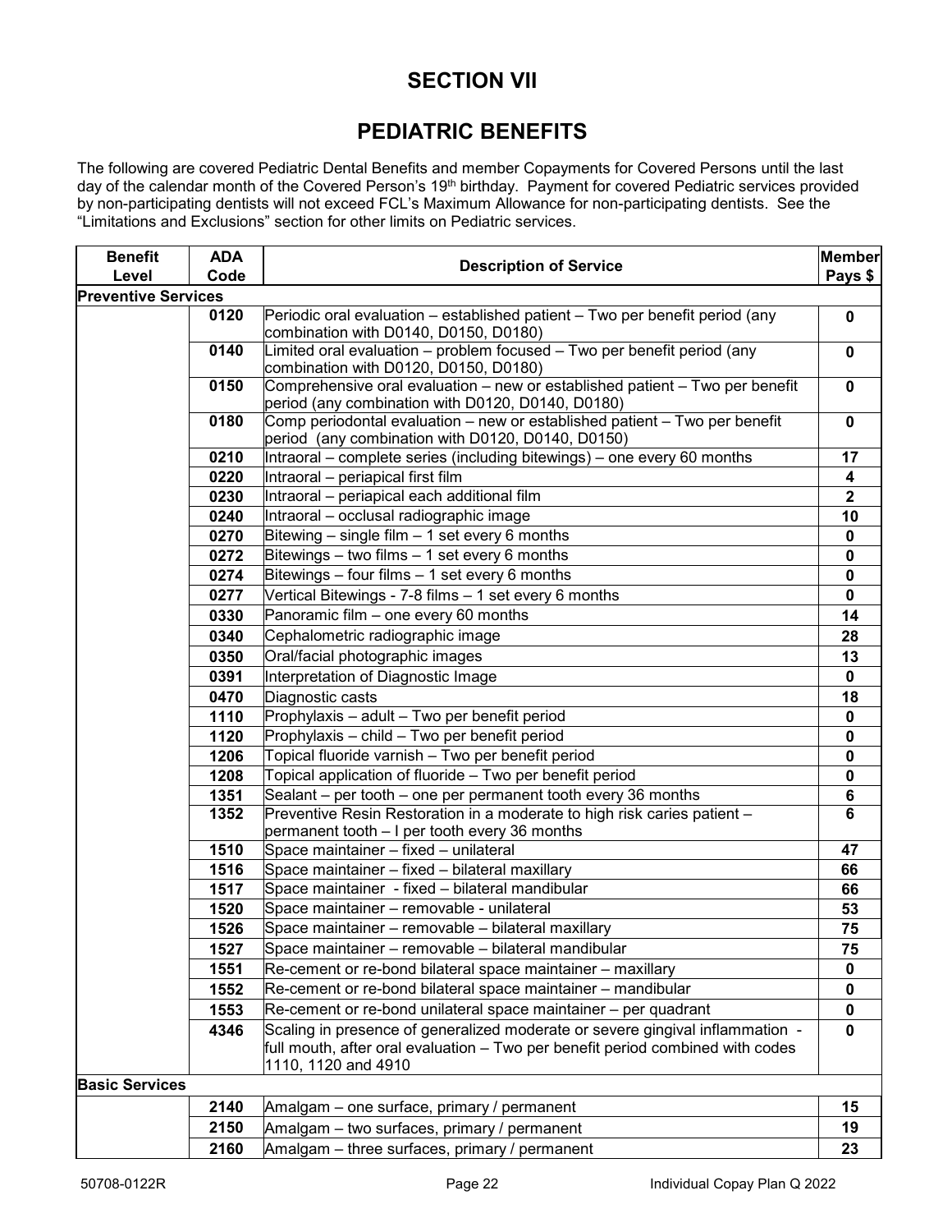# SECTION VII

# PEDIATRIC BENEFITS

The following are covered Pediatric Dental Benefits and member Copayments for Covered Persons until the last day of the calendar month of the Covered Person's 19th birthday. Payment for covered Pediatric services provided by non-participating dentists will not exceed FCL's Maximum Allowance for non-participating dentists. See the "Limitations and Exclusions" section for other limits on Pediatric services.

| Benefit Level | ADA Code | Description of Service | Member Pays $ |
|---|---|---|---|
| **Preventive Services** | | | |
| | **0120** | Periodic oral evaluation – established patient – Two per benefit period (any combination with D0140, D0150, D0180) | **0** |
| | **0140** | Limited oral evaluation – problem focused – Two per benefit period (any combination with D0120, D0150, D0180) | **0** |
| | **0150** | Comprehensive oral evaluation – new or established patient – Two per benefit period (any combination with D0120, D0140, D0180) | **0** |
| | **0180** | Comp periodontal evaluation – new or established patient – Two per benefit period (any combination with D0120, D0140, D0150) | **0** |
| | **0210** | Intraoral – complete series (including bitewings) – one every 60 months | **17** |
| | **0220** | Intraoral – periapical first film | **4** |
| | **0230** | Intraoral – periapical each additional film | **2** |
| | **0240** | Intraoral – occlusal radiographic image | **10** |
| | **0270** | Bitewing – single film – 1 set every 6 months | **0** |
| | **0272** | Bitewings – two films – 1 set every 6 months | **0** |
| | **0274** | Bitewings – four films – 1 set every 6 months | **0** |
| | **0277** | Vertical Bitewings - 7-8 films – 1 set every 6 months | **0** |
| | **0330** | Panoramic film – one every 60 months | **14** |
| | **0340** | Cephalometric radiographic image | **28** |
| | **0350** | Oral/facial photographic images | **13** |
| | **0391** | Interpretation of Diagnostic Image | **0** |
| | **0470** | Diagnostic casts | **18** |
| | **1110** | Prophylaxis – adult – Two per benefit period | **0** |
| | **1120** | Prophylaxis – child – Two per benefit period | **0** |
| | **1206** | Topical fluoride varnish – Two per benefit period | **0** |
| | **1208** | Topical application of fluoride – Two per benefit period | **0** |
| | **1351** | Sealant – per tooth – one per permanent tooth every 36 months | **6** |
| | **1352** | Preventive Resin Restoration in a moderate to high risk caries patient – permanent tooth – I per tooth every 36 months | **6** |
| | **1510** | Space maintainer – fixed – unilateral | **47** |
| | **1516** | Space maintainer – fixed – bilateral maxillary | **66** |
| | **1517** | Space maintainer - fixed – bilateral mandibular | **66** |
| | **1520** | Space maintainer – removable - unilateral | **53** |
| | **1526** | Space maintainer – removable – bilateral maxillary | **75** |
| | **1527** | Space maintainer – removable – bilateral mandibular | **75** |
| | **1551** | Re-cement or re-bond bilateral space maintainer – maxillary | **0** |
| | **1552** | Re-cement or re-bond bilateral space maintainer – mandibular | **0** |
| | **1553** | Re-cement or re-bond unilateral space maintainer – per quadrant | **0** |
| | **4346** | Scaling in presence of generalized moderate or severe gingival inflammation - full mouth, after oral evaluation – Two per benefit period combined with codes 1110, 1120 and 4910 | **0** |
| **Basic Services** | | | |
| | **2140** | Amalgam – one surface, primary / permanent | **15** |
| | **2150** | Amalgam – two surfaces, primary / permanent | **19** |
| | **2160** | Amalgam – three surfaces, primary / permanent | **23** |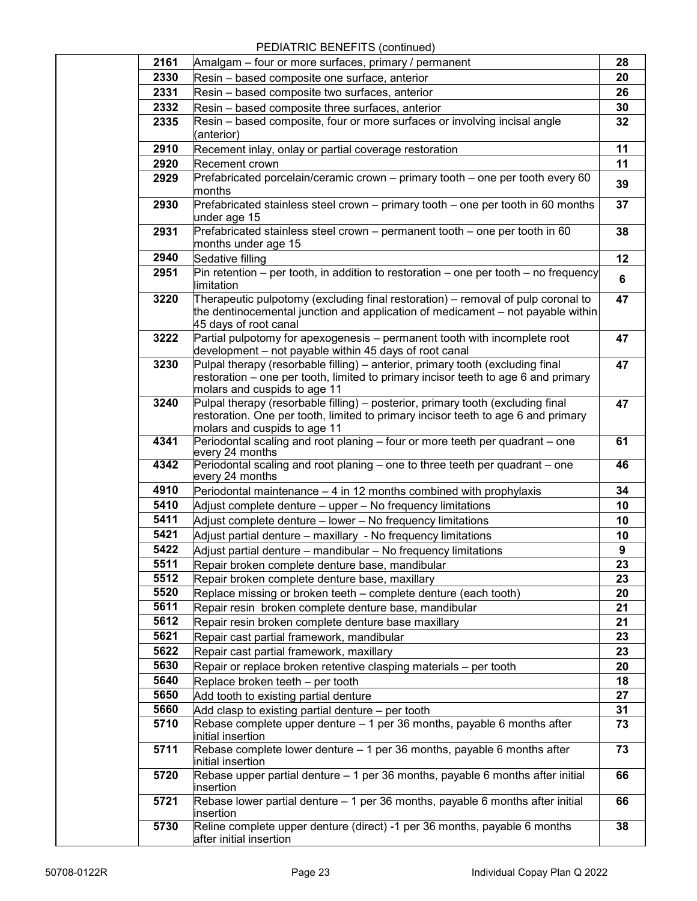PEDIATRIC BENEFITS (continued)

| | | | |
|---|---|---|---|
| | 2161 | Amalgam – four or more surfaces, primary / permanent | 28 |
| | 2330 | Resin – based composite one surface, anterior | 20 |
| | 2331 | Resin – based composite two surfaces, anterior | 26 |
| | 2332 | Resin – based composite three surfaces, anterior | 30 |
| | 2335 | Resin – based composite, four or more surfaces or involving incisal angle (anterior) | 32 |
| | 2910 | Recement inlay, onlay or partial coverage restoration | 11 |
| | 2920 | Recement crown | 11 |
| | 2929 | Prefabricated porcelain/ceramic crown – primary tooth – one per tooth every 60 months | 39 |
| | 2930 | Prefabricated stainless steel crown – primary tooth – one per tooth in 60 months under age 15 | 37 |
| | 2931 | Prefabricated stainless steel crown – permanent tooth – one per tooth in 60 months under age 15 | 38 |
| | 2940 | Sedative filling | 12 |
| | 2951 | Pin retention – per tooth, in addition to restoration – one per tooth – no frequency limitation | 6 |
| | 3220 | Therapeutic pulpotomy (excluding final restoration) – removal of pulp coronal to the dentinocemental junction and application of medicament – not payable within 45 days of root canal | 47 |
| | 3222 | Partial pulpotomy for apexogenesis – permanent tooth with incomplete root development – not payable within 45 days of root canal | 47 |
| | 3230 | Pulpal therapy (resorbable filling) – anterior, primary tooth (excluding final restoration – one per tooth, limited to primary incisor teeth to age 6 and primary molars and cuspids to age 11 | 47 |
| | 3240 | Pulpal therapy (resorbable filling) – posterior, primary tooth (excluding final restoration. One per tooth, limited to primary incisor teeth to age 6 and primary molars and cuspids to age 11 | 47 |
| | 4341 | Periodontal scaling and root planing – four or more teeth per quadrant – one every 24 months | 61 |
| | 4342 | Periodontal scaling and root planing – one to three teeth per quadrant – one every 24 months | 46 |
| | 4910 | Periodontal maintenance – 4 in 12 months combined with prophylaxis | 34 |
| | 5410 | Adjust complete denture – upper – No frequency limitations | 10 |
| | 5411 | Adjust complete denture – lower – No frequency limitations | 10 |
| | 5421 | Adjust partial denture – maxillary - No frequency limitations | 10 |
| | 5422 | Adjust partial denture – mandibular – No frequency limitations | 9 |
| | 5511 | Repair broken complete denture base, mandibular | 23 |
| | 5512 | Repair broken complete denture base, maxillary | 23 |
| | 5520 | Replace missing or broken teeth – complete denture (each tooth) | 20 |
| | 5611 | Repair resin broken complete denture base, mandibular | 21 |
| | 5612 | Repair resin broken complete denture base maxillary | 21 |
| | 5621 | Repair cast partial framework, mandibular | 23 |
| | 5622 | Repair cast partial framework, maxillary | 23 |
| | 5630 | Repair or replace broken retentive clasping materials – per tooth | 20 |
| | 5640 | Replace broken teeth – per tooth | 18 |
| | 5650 | Add tooth to existing partial denture | 27 |
| | 5660 | Add clasp to existing partial denture – per tooth | 31 |
| | 5710 | Rebase complete upper denture – 1 per 36 months, payable 6 months after initial insertion | 73 |
| | 5711 | Rebase complete lower denture – 1 per 36 months, payable 6 months after initial insertion | 73 |
| | 5720 | Rebase upper partial denture – 1 per 36 months, payable 6 months after initial insertion | 66 |
| | 5721 | Rebase lower partial denture – 1 per 36 months, payable 6 months after initial insertion | 66 |
| | 5730 | Reline complete upper denture (direct) -1 per 36 months, payable 6 months after initial insertion | 38 |

50708-0122R Individual Copay Plan Q 2022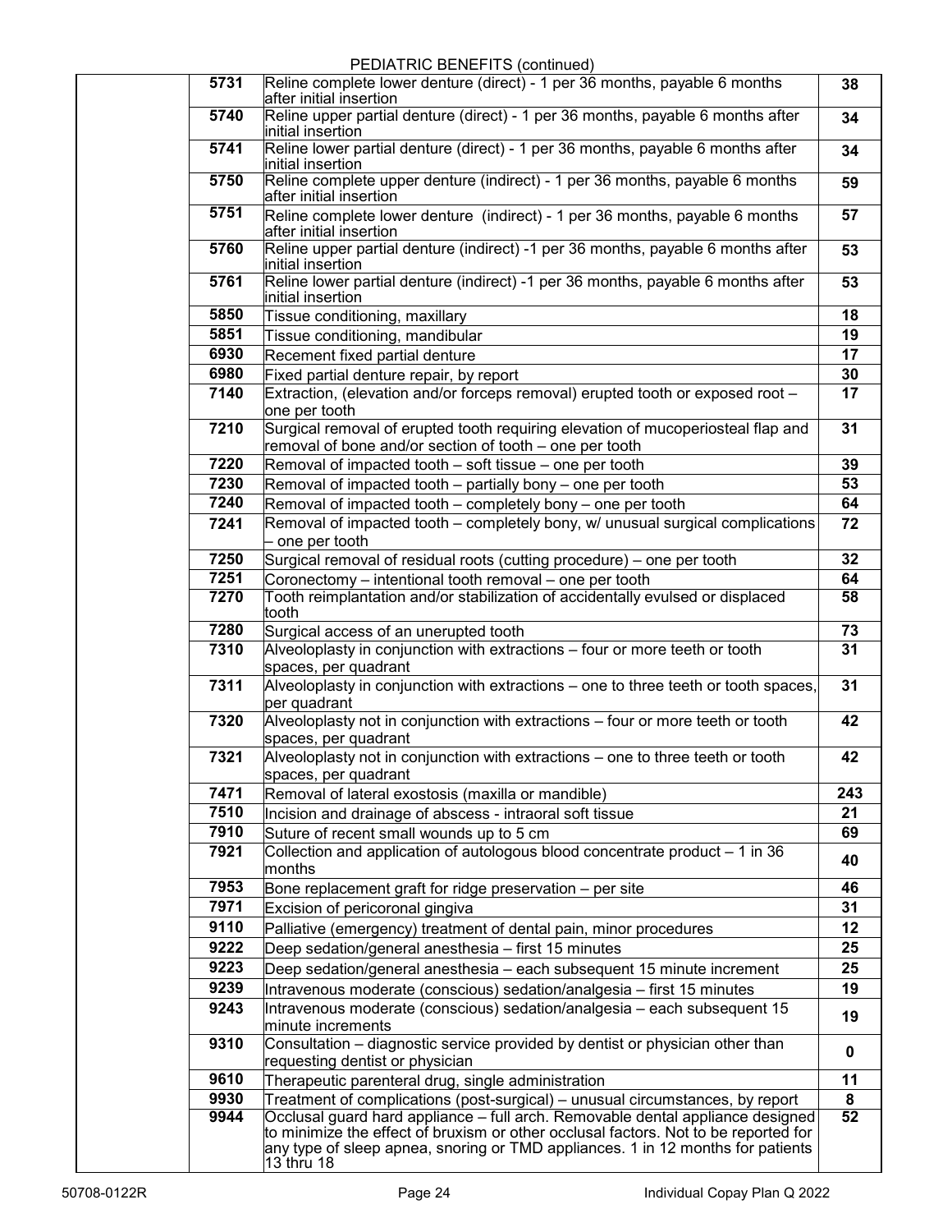PEDIATRIC BENEFITS (continued)

| | | | |
|---|---|---|---|
| | 5731 | Reline complete lower denture (direct) - 1 per 36 months, payable 6 months after initial insertion | 38 |
| | 5740 | Reline upper partial denture (direct) - 1 per 36 months, payable 6 months after initial insertion | 34 |
| | 5741 | Reline lower partial denture (direct) - 1 per 36 months, payable 6 months after initial insertion | 34 |
| | 5750 | Reline complete upper denture (indirect) - 1 per 36 months, payable 6 months after initial insertion | 59 |
| | 5751 | Reline complete lower denture (indirect) - 1 per 36 months, payable 6 months after initial insertion | 57 |
| | 5760 | Reline upper partial denture (indirect) -1 per 36 months, payable 6 months after initial insertion | 53 |
| | 5761 | Reline lower partial denture (indirect) -1 per 36 months, payable 6 months after initial insertion | 53 |
| | 5850 | Tissue conditioning, maxillary | 18 |
| | 5851 | Tissue conditioning, mandibular | 19 |
| | 6930 | Recement fixed partial denture | 17 |
| | 6980 | Fixed partial denture repair, by report | 30 |
| | 7140 | Extraction, (elevation and/or forceps removal) erupted tooth or exposed root – one per tooth | 17 |
| | 7210 | Surgical removal of erupted tooth requiring elevation of mucoperiosteal flap and removal of bone and/or section of tooth – one per tooth | 31 |
| | 7220 | Removal of impacted tooth – soft tissue – one per tooth | 39 |
| | 7230 | Removal of impacted tooth – partially bony – one per tooth | 53 |
| | 7240 | Removal of impacted tooth – completely bony – one per tooth | 64 |
| | 7241 | Removal of impacted tooth – completely bony, w/ unusual surgical complications – one per tooth | 72 |
| | 7250 | Surgical removal of residual roots (cutting procedure) – one per tooth | 32 |
| | 7251 | Coronectomy – intentional tooth removal – one per tooth | 64 |
| | 7270 | Tooth reimplantation and/or stabilization of accidentally evulsed or displaced tooth | 58 |
| | 7280 | Surgical access of an unerupted tooth | 73 |
| | 7310 | Alveoloplasty in conjunction with extractions – four or more teeth or tooth spaces, per quadrant | 31 |
| | 7311 | Alveoloplasty in conjunction with extractions – one to three teeth or tooth spaces, per quadrant | 31 |
| | 7320 | Alveoloplasty not in conjunction with extractions – four or more teeth or tooth spaces, per quadrant | 42 |
| | 7321 | Alveoloplasty not in conjunction with extractions – one to three teeth or tooth spaces, per quadrant | 42 |
| | 7471 | Removal of lateral exostosis (maxilla or mandible) | 243 |
| | 7510 | Incision and drainage of abscess - intraoral soft tissue | 21 |
| | 7910 | Suture of recent small wounds up to 5 cm | 69 |
| | 7921 | Collection and application of autologous blood concentrate product – 1 in 36 months | 40 |
| | 7953 | Bone replacement graft for ridge preservation – per site | 46 |
| | 7971 | Excision of pericoronal gingiva | 31 |
| | 9110 | Palliative (emergency) treatment of dental pain, minor procedures | 12 |
| | 9222 | Deep sedation/general anesthesia – first 15 minutes | 25 |
| | 9223 | Deep sedation/general anesthesia – each subsequent 15 minute increment | 25 |
| | 9239 | Intravenous moderate (conscious) sedation/analgesia – first 15 minutes | 19 |
| | 9243 | Intravenous moderate (conscious) sedation/analgesia – each subsequent 15 minute increments | 19 |
| | 9310 | Consultation – diagnostic service provided by dentist or physician other than requesting dentist or physician | 0 |
| | 9610 | Therapeutic parenteral drug, single administration | 11 |
| | 9930 | Treatment of complications (post-surgical) – unusual circumstances, by report | 8 |
| | 9944 | Occlusal guard hard appliance – full arch. Removable dental appliance designed to minimize the effect of bruxism or other occlusal factors. Not to be reported for any type of sleep apnea, snoring or TMD appliances. 1 in 12 months for patients 13 thru 18 | 52 |

50708-0122R Individual Copay Plan Q 2022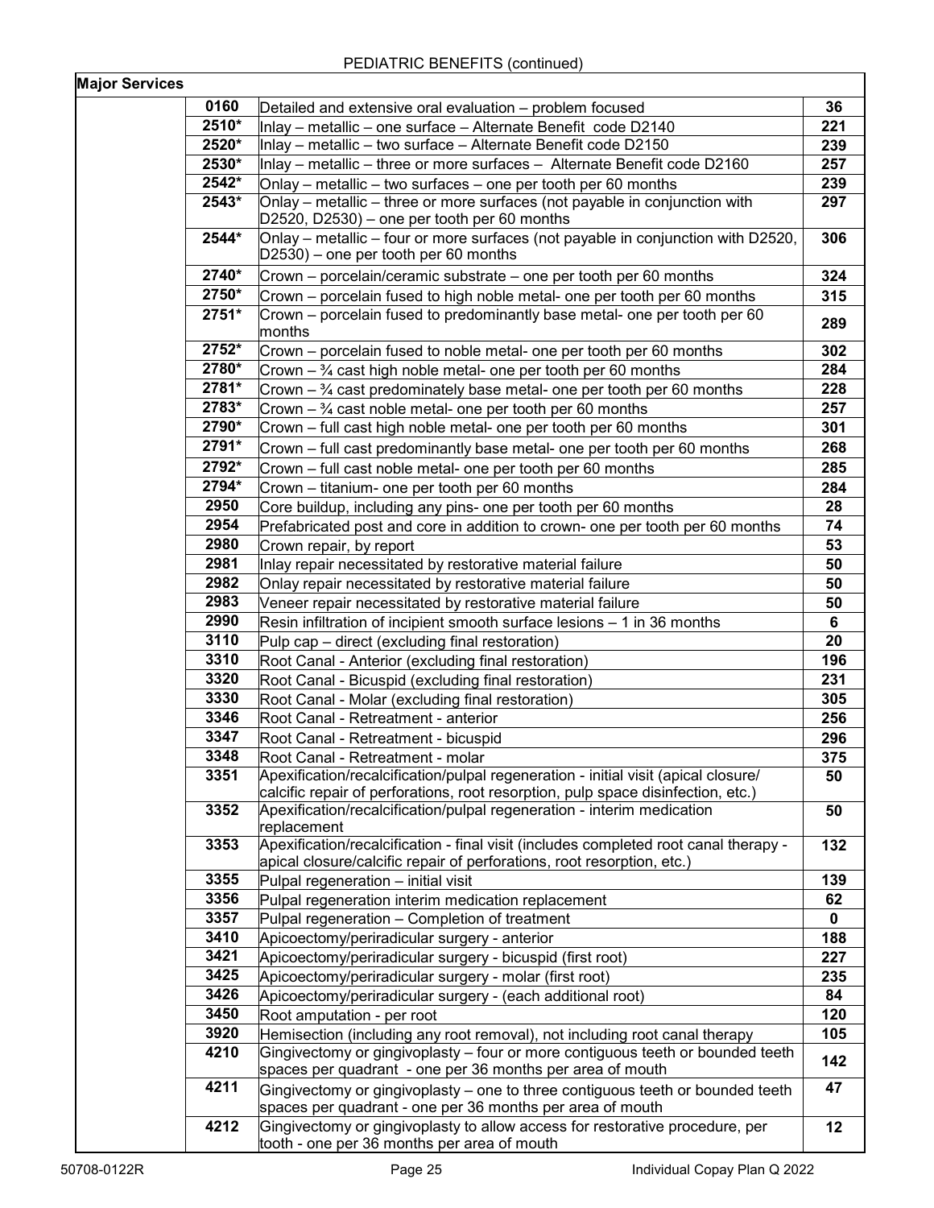PEDIATRIC BENEFITS (continued)

| Major Services | | | |
|---|---|---|---|
| | 0160 | Detailed and extensive oral evaluation – problem focused | 36 |
| | 2510* | Inlay – metallic – one surface – Alternate Benefit code D2140 | 221 |
| | 2520* | Inlay – metallic – two surface – Alternate Benefit code D2150 | 239 |
| | 2530* | Inlay – metallic – three or more surfaces – Alternate Benefit code D2160 | 257 |
| | 2542* | Onlay – metallic – two surfaces – one per tooth per 60 months | 239 |
| | 2543* | Onlay – metallic – three or more surfaces (not payable in conjunction with D2520, D2530) – one per tooth per 60 months | 297 |
| | 2544* | Onlay – metallic – four or more surfaces (not payable in conjunction with D2520, D2530) – one per tooth per 60 months | 306 |
| | 2740* | Crown – porcelain/ceramic substrate – one per tooth per 60 months | 324 |
| | 2750* | Crown – porcelain fused to high noble metal- one per tooth per 60 months | 315 |
| | 2751* | Crown – porcelain fused to predominantly base metal- one per tooth per 60 months | 289 |
| | 2752* | Crown – porcelain fused to noble metal- one per tooth per 60 months | 302 |
| | 2780* | Crown – ¾ cast high noble metal- one per tooth per 60 months | 284 |
| | 2781* | Crown – ¾ cast predominately base metal- one per tooth per 60 months | 228 |
| | 2783* | Crown – ¾ cast noble metal- one per tooth per 60 months | 257 |
| | 2790* | Crown – full cast high noble metal- one per tooth per 60 months | 301 |
| | 2791* | Crown – full cast predominantly base metal- one per tooth per 60 months | 268 |
| | 2792* | Crown – full cast noble metal- one per tooth per 60 months | 285 |
| | 2794* | Crown – titanium- one per tooth per 60 months | 284 |
| | 2950 | Core buildup, including any pins- one per tooth per 60 months | 28 |
| | 2954 | Prefabricated post and core in addition to crown- one per tooth per 60 months | 74 |
| | 2980 | Crown repair, by report | 53 |
| | 2981 | Inlay repair necessitated by restorative material failure | 50 |
| | 2982 | Onlay repair necessitated by restorative material failure | 50 |
| | 2983 | Veneer repair necessitated by restorative material failure | 50 |
| | 2990 | Resin infiltration of incipient smooth surface lesions – 1 in 36 months | 6 |
| | 3110 | Pulp cap – direct (excluding final restoration) | 20 |
| | 3310 | Root Canal - Anterior (excluding final restoration) | 196 |
| | 3320 | Root Canal - Bicuspid (excluding final restoration) | 231 |
| | 3330 | Root Canal - Molar (excluding final restoration) | 305 |
| | 3346 | Root Canal - Retreatment - anterior | 256 |
| | 3347 | Root Canal - Retreatment - bicuspid | 296 |
| | 3348 | Root Canal - Retreatment - molar | 375 |
| | 3351 | Apexification/recalcification/pulpal regeneration - initial visit (apical closure/ calcific repair of perforations, root resorption, pulp space disinfection, etc.) | 50 |
| | 3352 | Apexification/recalcification/pulpal regeneration - interim medication replacement | 50 |
| | 3353 | Apexification/recalcification - final visit (includes completed root canal therapy - apical closure/calcific repair of perforations, root resorption, etc.) | 132 |
| | 3355 | Pulpal regeneration – initial visit | 139 |
| | 3356 | Pulpal regeneration interim medication replacement | 62 |
| | 3357 | Pulpal regeneration – Completion of treatment | 0 |
| | 3410 | Apicoectomy/periradicular surgery - anterior | 188 |
| | 3421 | Apicoectomy/periradicular surgery - bicuspid (first root) | 227 |
| | 3425 | Apicoectomy/periradicular surgery - molar (first root) | 235 |
| | 3426 | Apicoectomy/periradicular surgery - (each additional root) | 84 |
| | 3450 | Root amputation - per root | 120 |
| | 3920 | Hemisection (including any root removal), not including root canal therapy | 105 |
| | 4210 | Gingivectomy or gingivoplasty – four or more contiguous teeth or bounded teeth spaces per quadrant - one per 36 months per area of mouth | 142 |
| | 4211 | Gingivectomy or gingivoplasty – one to three contiguous teeth or bounded teeth spaces per quadrant - one per 36 months per area of mouth | 47 |
| | 4212 | Gingivectomy or gingivoplasty to allow access for restorative procedure, per tooth - one per 36 months per area of mouth | 12 |

50708-0122R Individual Copay Plan Q 2022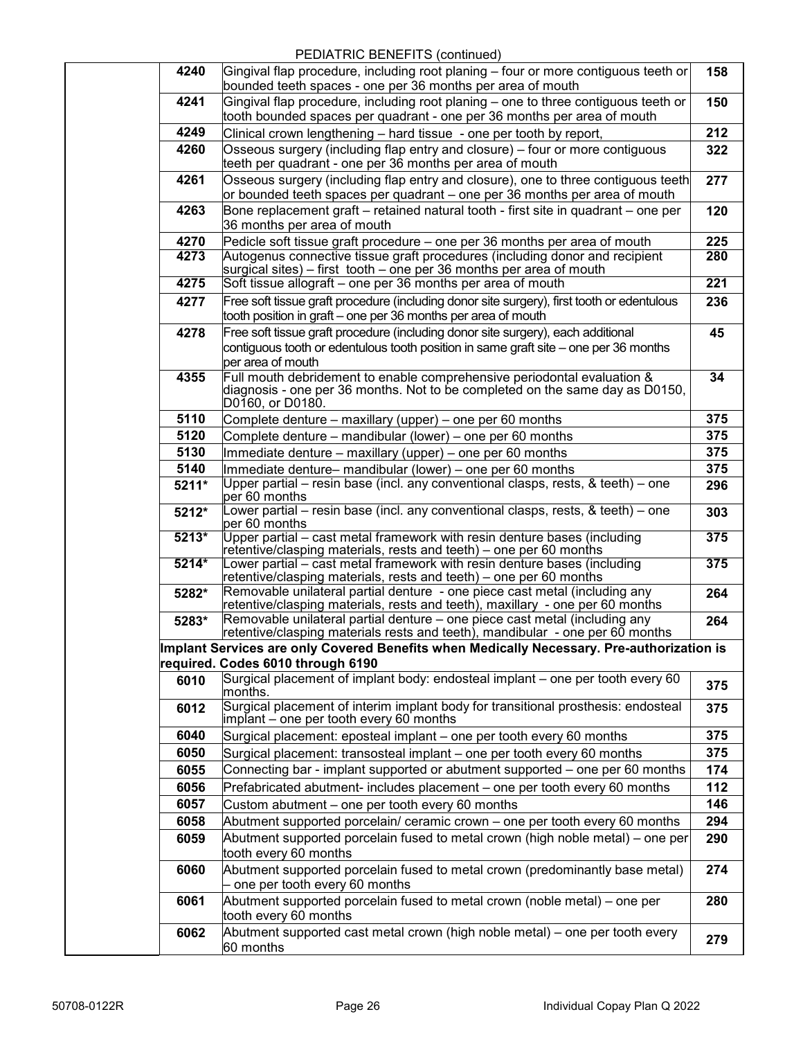PEDIATRIC BENEFITS (continued)

| | | | |
|---|---|---|---|
| | 4240 | Gingival flap procedure, including root planing – four or more contiguous teeth or bounded teeth spaces - one per 36 months per area of mouth | 158 |
| | 4241 | Gingival flap procedure, including root planing – one to three contiguous teeth or tooth bounded spaces per quadrant - one per 36 months per area of mouth | 150 |
| | 4249 | Clinical crown lengthening – hard tissue - one per tooth by report, | 212 |
| | 4260 | Osseous surgery (including flap entry and closure) – four or more contiguous teeth per quadrant - one per 36 months per area of mouth | 322 |
| | 4261 | Osseous surgery (including flap entry and closure), one to three contiguous teeth or bounded teeth spaces per quadrant – one per 36 months per area of mouth | 277 |
| | 4263 | Bone replacement graft – retained natural tooth - first site in quadrant – one per 36 months per area of mouth | 120 |
| | 4270 | Pedicle soft tissue graft procedure – one per 36 months per area of mouth | 225 |
| | 4273 | Autogenus connective tissue graft procedures (including donor and recipient surgical sites) – first tooth – one per 36 months per area of mouth | 280 |
| | 4275 | Soft tissue allograft – one per 36 months per area of mouth | 221 |
| | 4277 | Free soft tissue graft procedure (including donor site surgery), first tooth or edentulous tooth position in graft – one per 36 months per area of mouth | 236 |
| | 4278 | Free soft tissue graft procedure (including donor site surgery), each additional contiguous tooth or edentulous tooth position in same graft site – one per 36 months per area of mouth | 45 |
| | 4355 | Full mouth debridement to enable comprehensive periodontal evaluation & diagnosis - one per 36 months. Not to be completed on the same day as D0150, D0160, or D0180. | 34 |
| | 5110 | Complete denture – maxillary (upper) – one per 60 months | 375 |
| | 5120 | Complete denture – mandibular (lower) – one per 60 months | 375 |
| | 5130 | Immediate denture – maxillary (upper) – one per 60 months | 375 |
| | 5140 | Immediate denture– mandibular (lower) – one per 60 months | 375 |
| | 5211* | Upper partial – resin base (incl. any conventional clasps, rests, & teeth) – one per 60 months | 296 |
| | 5212* | Lower partial – resin base (incl. any conventional clasps, rests, & teeth) – one per 60 months | 303 |
| | 5213* | Upper partial – cast metal framework with resin denture bases (including retentive/clasping materials, rests and teeth) – one per 60 months | 375 |
| | 5214* | Lower partial – cast metal framework with resin denture bases (including retentive/clasping materials, rests and teeth) – one per 60 months | 375 |
| | 5282* | Removable unilateral partial denture - one piece cast metal (including any retentive/clasping materials, rests and teeth), maxillary - one per 60 months | 264 |
| | 5283* | Removable unilateral partial denture – one piece cast metal (including any retentive/clasping materials rests and teeth), mandibular - one per 60 months | 264 |
| | **Implant Services are only Covered Benefits when Medically Necessary. Pre-authorization is required. Codes 6010 through 6190** | | |
| | 6010 | Surgical placement of implant body: endosteal implant – one per tooth every 60 months. | 375 |
| | 6012 | Surgical placement of interim implant body for transitional prosthesis: endosteal implant – one per tooth every 60 months | 375 |
| | 6040 | Surgical placement: eposteal implant – one per tooth every 60 months | 375 |
| | 6050 | Surgical placement: transosteal implant – one per tooth every 60 months | 375 |
| | 6055 | Connecting bar - implant supported or abutment supported – one per 60 months | 174 |
| | 6056 | Prefabricated abutment- includes placement – one per tooth every 60 months | 112 |
| | 6057 | Custom abutment – one per tooth every 60 months | 146 |
| | 6058 | Abutment supported porcelain/ ceramic crown – one per tooth every 60 months | 294 |
| | 6059 | Abutment supported porcelain fused to metal crown (high noble metal) – one per tooth every 60 months | 290 |
| | 6060 | Abutment supported porcelain fused to metal crown (predominantly base metal) – one per tooth every 60 months | 274 |
| | 6061 | Abutment supported porcelain fused to metal crown (noble metal) – one per tooth every 60 months | 280 |
| | 6062 | Abutment supported cast metal crown (high noble metal) – one per tooth every 60 months | 279 |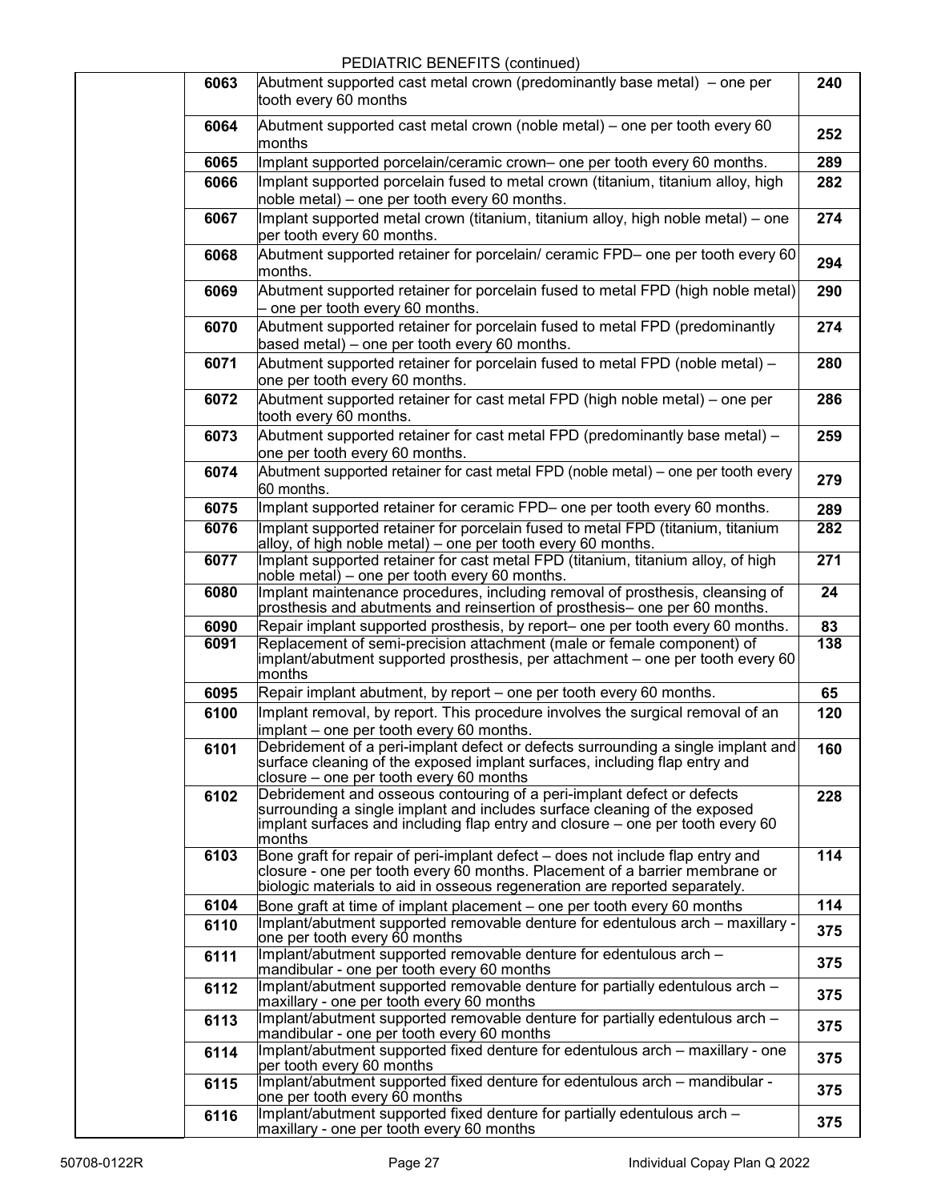PEDIATRIC BENEFITS (continued)

| | | | |
|---|---|---|---|
| | 6063 | Abutment supported cast metal crown (predominantly base metal) – one per tooth every 60 months | 240 |
| | 6064 | Abutment supported cast metal crown (noble metal) – one per tooth every 60 months | 252 |
| | 6065 | Implant supported porcelain/ceramic crown– one per tooth every 60 months. | 289 |
| | 6066 | Implant supported porcelain fused to metal crown (titanium, titanium alloy, high noble metal) – one per tooth every 60 months. | 282 |
| | 6067 | Implant supported metal crown (titanium, titanium alloy, high noble metal) – one per tooth every 60 months. | 274 |
| | 6068 | Abutment supported retainer for porcelain/ ceramic FPD– one per tooth every 60 months. | 294 |
| | 6069 | Abutment supported retainer for porcelain fused to metal FPD (high noble metal) – one per tooth every 60 months. | 290 |
| | 6070 | Abutment supported retainer for porcelain fused to metal FPD (predominantly based metal) – one per tooth every 60 months. | 274 |
| | 6071 | Abutment supported retainer for porcelain fused to metal FPD (noble metal) – one per tooth every 60 months. | 280 |
| | 6072 | Abutment supported retainer for cast metal FPD (high noble metal) – one per tooth every 60 months. | 286 |
| | 6073 | Abutment supported retainer for cast metal FPD (predominantly base metal) – one per tooth every 60 months. | 259 |
| | 6074 | Abutment supported retainer for cast metal FPD (noble metal) – one per tooth every 60 months. | 279 |
| | 6075 | Implant supported retainer for ceramic FPD– one per tooth every 60 months. | 289 |
| | 6076 | Implant supported retainer for porcelain fused to metal FPD (titanium, titanium alloy, of high noble metal) – one per tooth every 60 months. | 282 |
| | 6077 | Implant supported retainer for cast metal FPD (titanium, titanium alloy, of high noble metal) – one per tooth every 60 months. | 271 |
| | 6080 | Implant maintenance procedures, including removal of prosthesis, cleansing of prosthesis and abutments and reinsertion of prosthesis– one per 60 months. | 24 |
| | 6090 | Repair implant supported prosthesis, by report– one per tooth every 60 months. | 83 |
| | 6091 | Replacement of semi-precision attachment (male or female component) of implant/abutment supported prosthesis, per attachment – one per tooth every 60 months | 138 |
| | 6095 | Repair implant abutment, by report – one per tooth every 60 months. | 65 |
| | 6100 | Implant removal, by report. This procedure involves the surgical removal of an implant – one per tooth every 60 months. | 120 |
| | 6101 | Debridement of a peri-implant defect or defects surrounding a single implant and surface cleaning of the exposed implant surfaces, including flap entry and closure – one per tooth every 60 months | 160 |
| | 6102 | Debridement and osseous contouring of a peri-implant defect or defects surrounding a single implant and includes surface cleaning of the exposed implant surfaces and including flap entry and closure – one per tooth every 60 months | 228 |
| | 6103 | Bone graft for repair of peri-implant defect – does not include flap entry and closure - one per tooth every 60 months. Placement of a barrier membrane or biologic materials to aid in osseous regeneration are reported separately. | 114 |
| | 6104 | Bone graft at time of implant placement – one per tooth every 60 months | 114 |
| | 6110 | Implant/abutment supported removable denture for edentulous arch – maxillary - one per tooth every 60 months | 375 |
| | 6111 | Implant/abutment supported removable denture for edentulous arch – mandibular - one per tooth every 60 months | 375 |
| | 6112 | Implant/abutment supported removable denture for partially edentulous arch – maxillary - one per tooth every 60 months | 375 |
| | 6113 | Implant/abutment supported removable denture for partially edentulous arch – mandibular - one per tooth every 60 months | 375 |
| | 6114 | Implant/abutment supported fixed denture for edentulous arch – maxillary - one per tooth every 60 months | 375 |
| | 6115 | Implant/abutment supported fixed denture for edentulous arch – mandibular - one per tooth every 60 months | 375 |
| | 6116 | Implant/abutment supported fixed denture for partially edentulous arch – maxillary - one per tooth every 60 months | 375 |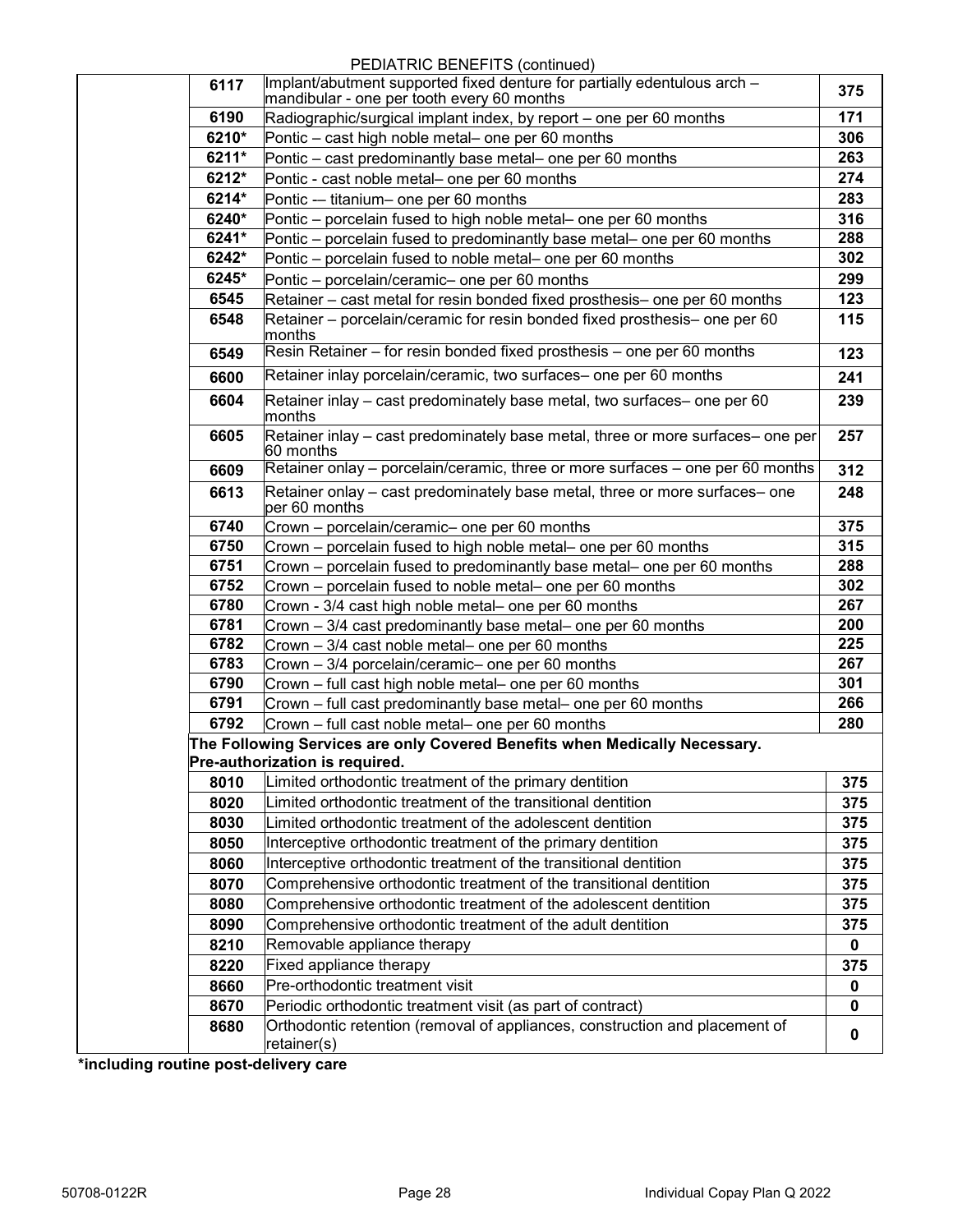PEDIATRIC BENEFITS (continued)

| | | | |
|---|---|---|---|
| | 6117 | Implant/abutment supported fixed denture for partially edentulous arch – mandibular - one per tooth every 60 months | 375 |
| | 6190 | Radiographic/surgical implant index, by report – one per 60 months | 171 |
| | 6210* | Pontic – cast high noble metal– one per 60 months | 306 |
| | 6211* | Pontic – cast predominantly base metal– one per 60 months | 263 |
| | 6212* | Pontic - cast noble metal– one per 60 months | 274 |
| | 6214* | Pontic -– titanium– one per 60 months | 283 |
| | 6240* | Pontic – porcelain fused to high noble metal– one per 60 months | 316 |
| | 6241* | Pontic – porcelain fused to predominantly base metal– one per 60 months | 288 |
| | 6242* | Pontic – porcelain fused to noble metal– one per 60 months | 302 |
| | 6245* | Pontic – porcelain/ceramic– one per 60 months | 299 |
| | 6545 | Retainer – cast metal for resin bonded fixed prosthesis– one per 60 months | 123 |
| | 6548 | Retainer – porcelain/ceramic for resin bonded fixed prosthesis– one per 60 months | 115 |
| | 6549 | Resin Retainer – for resin bonded fixed prosthesis – one per 60 months | 123 |
| | 6600 | Retainer inlay porcelain/ceramic, two surfaces– one per 60 months | 241 |
| | 6604 | Retainer inlay – cast predominately base metal, two surfaces– one per 60 months | 239 |
| | 6605 | Retainer inlay – cast predominately base metal, three or more surfaces– one per 60 months | 257 |
| | 6609 | Retainer onlay – porcelain/ceramic, three or more surfaces – one per 60 months | 312 |
| | 6613 | Retainer onlay – cast predominately base metal, three or more surfaces– one per 60 months | 248 |
| | 6740 | Crown – porcelain/ceramic– one per 60 months | 375 |
| | 6750 | Crown – porcelain fused to high noble metal– one per 60 months | 315 |
| | 6751 | Crown – porcelain fused to predominantly base metal– one per 60 months | 288 |
| | 6752 | Crown – porcelain fused to noble metal– one per 60 months | 302 |
| | 6780 | Crown - 3/4 cast high noble metal– one per 60 months | 267 |
| | 6781 | Crown – 3/4 cast predominantly base metal– one per 60 months | 200 |
| | 6782 | Crown – 3/4 cast noble metal– one per 60 months | 225 |
| | 6783 | Crown – 3/4 porcelain/ceramic– one per 60 months | 267 |
| | 6790 | Crown – full cast high noble metal– one per 60 months | 301 |
| | 6791 | Crown – full cast predominantly base metal– one per 60 months | 266 |
| | 6792 | Crown – full cast noble metal– one per 60 months | 280 |
| | **The Following Services are only Covered Benefits when Medically Necessary. Pre-authorization is required.** | | |
| | 8010 | Limited orthodontic treatment of the primary dentition | 375 |
| | 8020 | Limited orthodontic treatment of the transitional dentition | 375 |
| | 8030 | Limited orthodontic treatment of the adolescent dentition | 375 |
| | 8050 | Interceptive orthodontic treatment of the primary dentition | 375 |
| | 8060 | Interceptive orthodontic treatment of the transitional dentition | 375 |
| | 8070 | Comprehensive orthodontic treatment of the transitional dentition | 375 |
| | 8080 | Comprehensive orthodontic treatment of the adolescent dentition | 375 |
| | 8090 | Comprehensive orthodontic treatment of the adult dentition | 375 |
| | 8210 | Removable appliance therapy | 0 |
| | 8220 | Fixed appliance therapy | 375 |
| | 8660 | Pre-orthodontic treatment visit | 0 |
| | 8670 | Periodic orthodontic treatment visit (as part of contract) | 0 |
| | 8680 | Orthodontic retention (removal of appliances, construction and placement of retainer(s) | 0 |

**\*including routine post-delivery care**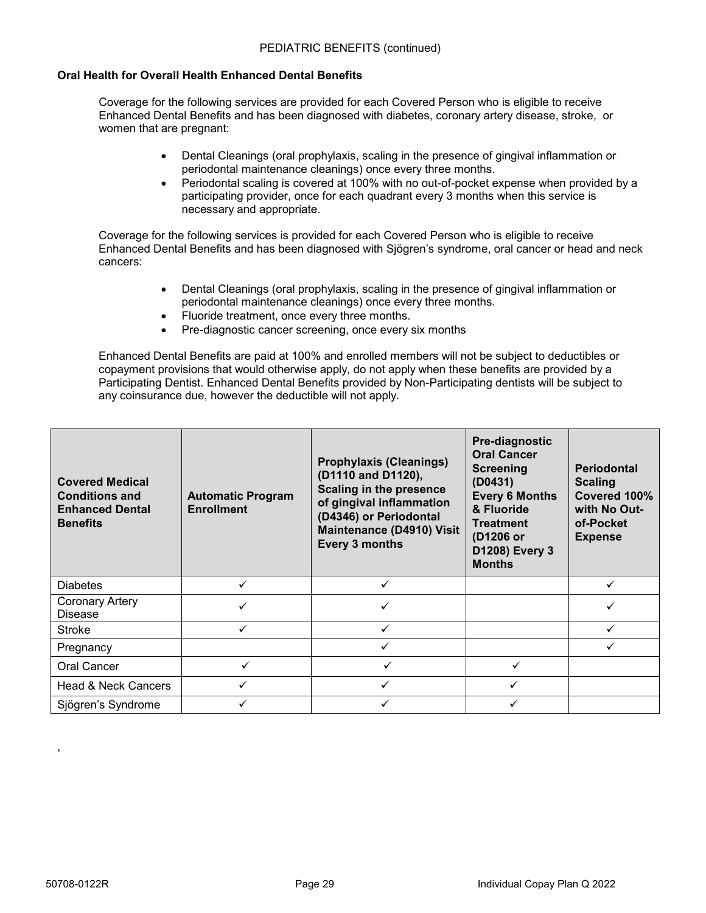PEDIATRIC BENEFITS (continued)

**Oral Health for Overall Health Enhanced Dental Benefits**

Coverage for the following services are provided for each Covered Person who is eligible to receive Enhanced Dental Benefits and has been diagnosed with diabetes, coronary artery disease, stroke, or women that are pregnant:

- Dental Cleanings (oral prophylaxis, scaling in the presence of gingival inflammation or periodontal maintenance cleanings) once every three months.
- Periodontal scaling is covered at 100% with no out-of-pocket expense when provided by a participating provider, once for each quadrant every 3 months when this service is necessary and appropriate.

Coverage for the following services is provided for each Covered Person who is eligible to receive Enhanced Dental Benefits and has been diagnosed with Sjögren's syndrome, oral cancer or head and neck cancers:

- Dental Cleanings (oral prophylaxis, scaling in the presence of gingival inflammation or periodontal maintenance cleanings) once every three months.
- Fluoride treatment, once every three months.
- Pre-diagnostic cancer screening, once every six months

Enhanced Dental Benefits are paid at 100% and enrolled members will not be subject to deductibles or copayment provisions that would otherwise apply, do not apply when these benefits are provided by a Participating Dentist. Enhanced Dental Benefits provided by Non-Participating dentists will be subject to any coinsurance due, however the deductible will not apply.

| Covered Medical Conditions and Enhanced Dental Benefits | Automatic Program Enrollment | Prophylaxis (Cleanings) (D1110 and D1120), Scaling in the presence of gingival inflammation (D4346) or Periodontal Maintenance (D4910) Visit Every 3 months | Pre-diagnostic Oral Cancer Screening (D0431) Every 6 Months & Fluoride Treatment (D1206 or D1208) Every 3 Months | Periodontal Scaling Covered 100% with No Out-of-Pocket Expense |
|---|---|---|---|---|
| Diabetes | ✓ | ✓ | | ✓ |
| Coronary Artery Disease | ✓ | ✓ | | ✓ |
| Stroke | ✓ | ✓ | | ✓ |
| Pregnancy | | ✓ | | ✓ |
| Oral Cancer | ✓ | ✓ | ✓ | |
| Head & Neck Cancers | ✓ | ✓ | ✓ | |
| Sjögren's Syndrome | ✓ | ✓ | ✓ | |

,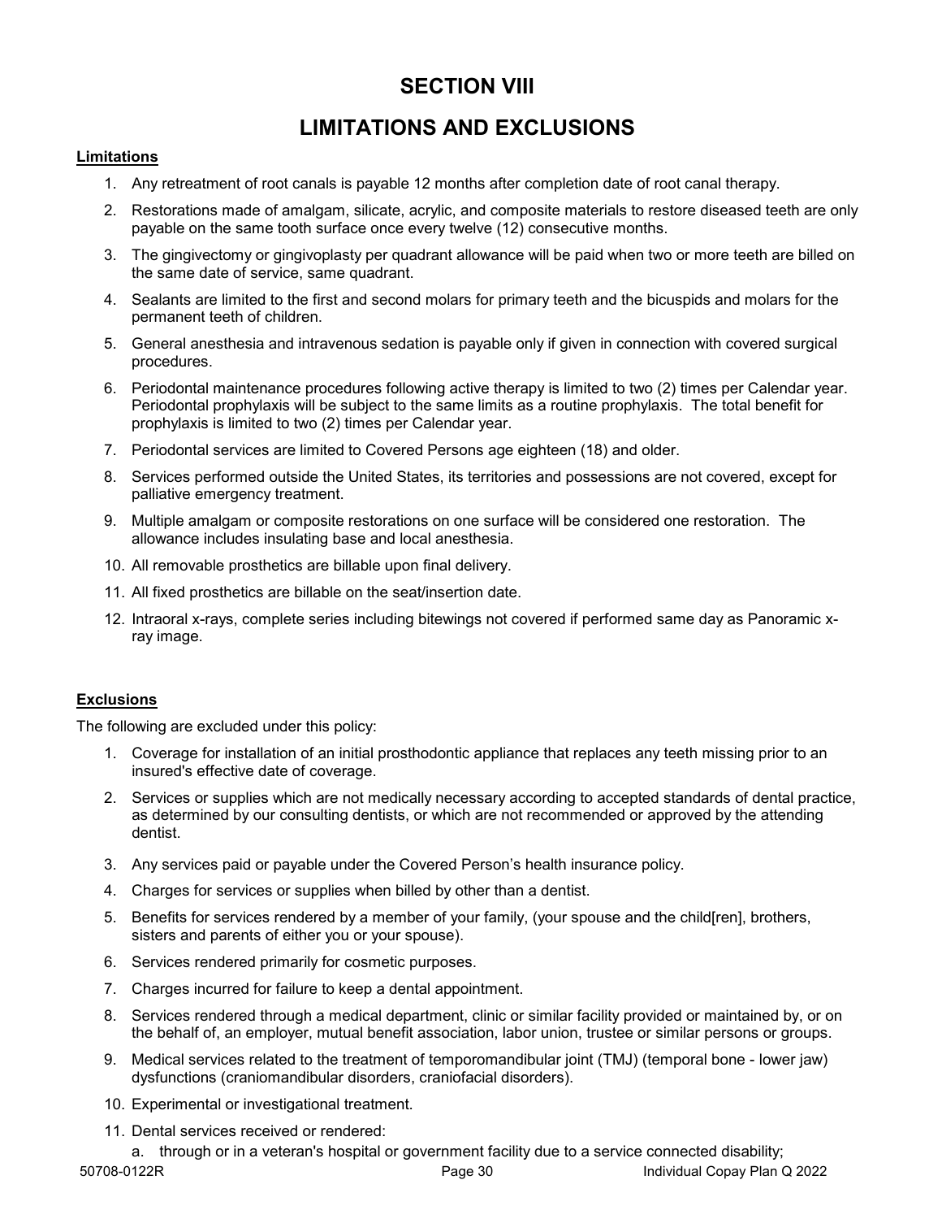# SECTION VIII

# LIMITATIONS AND EXCLUSIONS

**Limitations**

1. Any retreatment of root canals is payable 12 months after completion date of root canal therapy.
2. Restorations made of amalgam, silicate, acrylic, and composite materials to restore diseased teeth are only payable on the same tooth surface once every twelve (12) consecutive months.
3. The gingivectomy or gingivoplasty per quadrant allowance will be paid when two or more teeth are billed on the same date of service, same quadrant.
4. Sealants are limited to the first and second molars for primary teeth and the bicuspids and molars for the permanent teeth of children.
5. General anesthesia and intravenous sedation is payable only if given in connection with covered surgical procedures.
6. Periodontal maintenance procedures following active therapy is limited to two (2) times per Calendar year. Periodontal prophylaxis will be subject to the same limits as a routine prophylaxis. The total benefit for prophylaxis is limited to two (2) times per Calendar year.
7. Periodontal services are limited to Covered Persons age eighteen (18) and older.
8. Services performed outside the United States, its territories and possessions are not covered, except for palliative emergency treatment.
9. Multiple amalgam or composite restorations on one surface will be considered one restoration. The allowance includes insulating base and local anesthesia.
10. All removable prosthetics are billable upon final delivery.
11. All fixed prosthetics are billable on the seat/insertion date.
12. Intraoral x-rays, complete series including bitewings not covered if performed same day as Panoramic x-ray image.

**Exclusions**

The following are excluded under this policy:

1. Coverage for installation of an initial prosthodontic appliance that replaces any teeth missing prior to an insured's effective date of coverage.
2. Services or supplies which are not medically necessary according to accepted standards of dental practice, as determined by our consulting dentists, or which are not recommended or approved by the attending dentist.
3. Any services paid or payable under the Covered Person's health insurance policy.
4. Charges for services or supplies when billed by other than a dentist.
5. Benefits for services rendered by a member of your family, (your spouse and the child[ren], brothers, sisters and parents of either you or your spouse).
6. Services rendered primarily for cosmetic purposes.
7. Charges incurred for failure to keep a dental appointment.
8. Services rendered through a medical department, clinic or similar facility provided or maintained by, or on the behalf of, an employer, mutual benefit association, labor union, trustee or similar persons or groups.
9. Medical services related to the treatment of temporomandibular joint (TMJ) (temporal bone - lower jaw) dysfunctions (craniomandibular disorders, craniofacial disorders).
10. Experimental or investigational treatment.
11. Dental services received or rendered:
    a. through or in a veteran's hospital or government facility due to a service connected disability;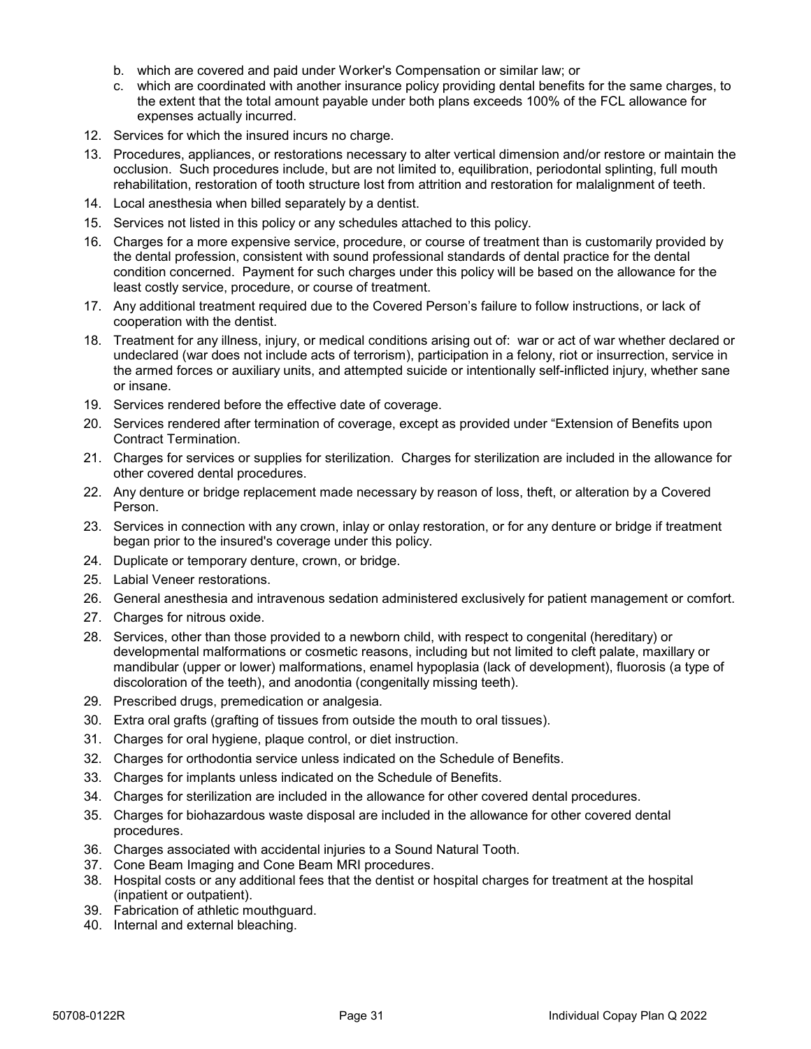b. which are covered and paid under Worker's Compensation or similar law; or
   c. which are coordinated with another insurance policy providing dental benefits for the same charges, to the extent that the total amount payable under both plans exceeds 100% of the FCL allowance for expenses actually incurred.

12. Services for which the insured incurs no charge.
13. Procedures, appliances, or restorations necessary to alter vertical dimension and/or restore or maintain the occlusion. Such procedures include, but are not limited to, equilibration, periodontal splinting, full mouth rehabilitation, restoration of tooth structure lost from attrition and restoration for malalignment of teeth.
14. Local anesthesia when billed separately by a dentist.
15. Services not listed in this policy or any schedules attached to this policy.
16. Charges for a more expensive service, procedure, or course of treatment than is customarily provided by the dental profession, consistent with sound professional standards of dental practice for the dental condition concerned. Payment for such charges under this policy will be based on the allowance for the least costly service, procedure, or course of treatment.
17. Any additional treatment required due to the Covered Person's failure to follow instructions, or lack of cooperation with the dentist.
18. Treatment for any illness, injury, or medical conditions arising out of: war or act of war whether declared or undeclared (war does not include acts of terrorism), participation in a felony, riot or insurrection, service in the armed forces or auxiliary units, and attempted suicide or intentionally self-inflicted injury, whether sane or insane.
19. Services rendered before the effective date of coverage.
20. Services rendered after termination of coverage, except as provided under "Extension of Benefits upon Contract Termination.
21. Charges for services or supplies for sterilization. Charges for sterilization are included in the allowance for other covered dental procedures.
22. Any denture or bridge replacement made necessary by reason of loss, theft, or alteration by a Covered Person.
23. Services in connection with any crown, inlay or onlay restoration, or for any denture or bridge if treatment began prior to the insured's coverage under this policy.
24. Duplicate or temporary denture, crown, or bridge.
25. Labial Veneer restorations.
26. General anesthesia and intravenous sedation administered exclusively for patient management or comfort.
27. Charges for nitrous oxide.
28. Services, other than those provided to a newborn child, with respect to congenital (hereditary) or developmental malformations or cosmetic reasons, including but not limited to cleft palate, maxillary or mandibular (upper or lower) malformations, enamel hypoplasia (lack of development), fluorosis (a type of discoloration of the teeth), and anodontia (congenitally missing teeth).
29. Prescribed drugs, premedication or analgesia.
30. Extra oral grafts (grafting of tissues from outside the mouth to oral tissues).
31. Charges for oral hygiene, plaque control, or diet instruction.
32. Charges for orthodontia service unless indicated on the Schedule of Benefits.
33. Charges for implants unless indicated on the Schedule of Benefits.
34. Charges for sterilization are included in the allowance for other covered dental procedures.
35. Charges for biohazardous waste disposal are included in the allowance for other covered dental procedures.
36. Charges associated with accidental injuries to a Sound Natural Tooth.
37. Cone Beam Imaging and Cone Beam MRI procedures.
38. Hospital costs or any additional fees that the dentist or hospital charges for treatment at the hospital (inpatient or outpatient).
39. Fabrication of athletic mouthguard.
40. Internal and external bleaching.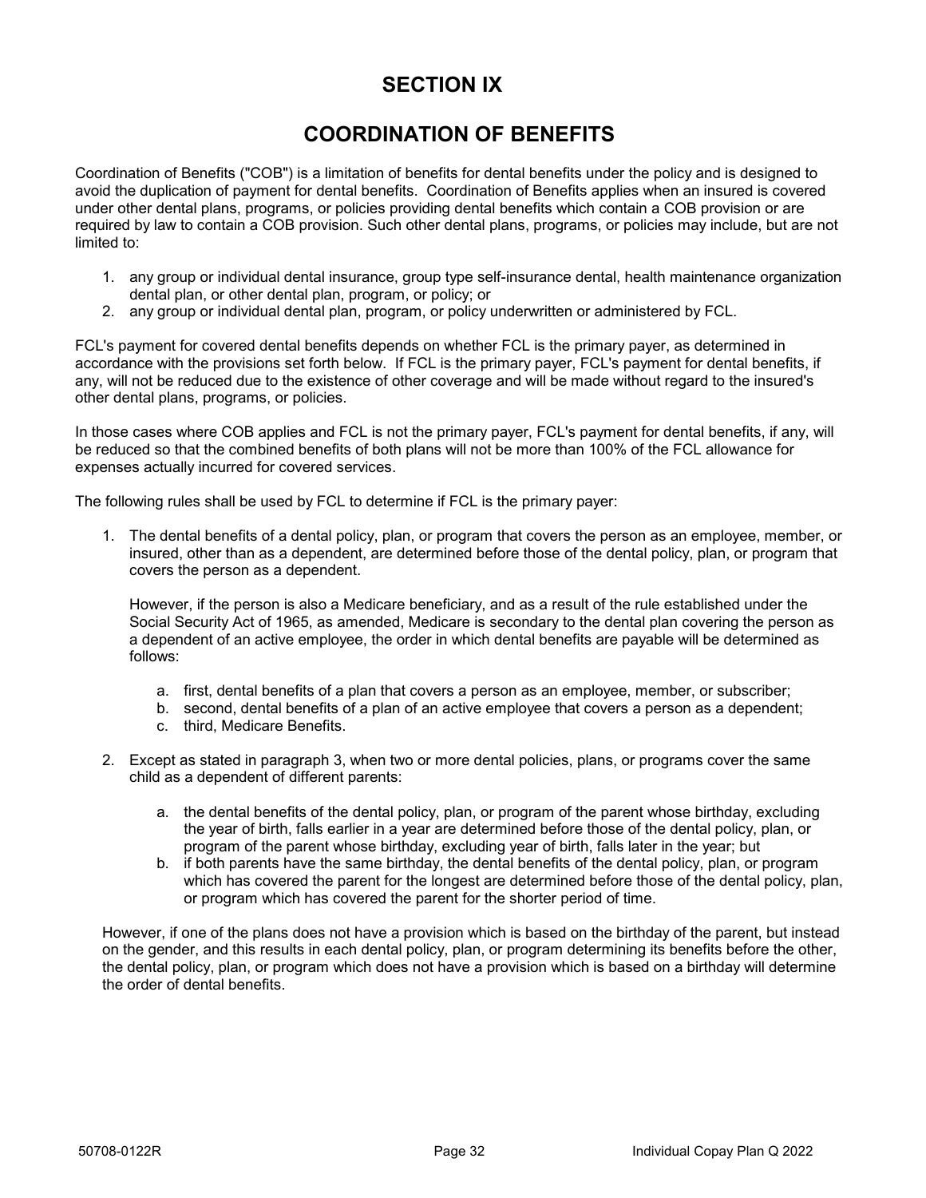# SECTION IX

# COORDINATION OF BENEFITS

Coordination of Benefits ("COB") is a limitation of benefits for dental benefits under the policy and is designed to avoid the duplication of payment for dental benefits. Coordination of Benefits applies when an insured is covered under other dental plans, programs, or policies providing dental benefits which contain a COB provision or are required by law to contain a COB provision. Such other dental plans, programs, or policies may include, but are not limited to:

1. any group or individual dental insurance, group type self-insurance dental, health maintenance organization dental plan, or other dental plan, program, or policy; or
2. any group or individual dental plan, program, or policy underwritten or administered by FCL.

FCL's payment for covered dental benefits depends on whether FCL is the primary payer, as determined in accordance with the provisions set forth below. If FCL is the primary payer, FCL's payment for dental benefits, if any, will not be reduced due to the existence of other coverage and will be made without regard to the insured's other dental plans, programs, or policies.

In those cases where COB applies and FCL is not the primary payer, FCL's payment for dental benefits, if any, will be reduced so that the combined benefits of both plans will not be more than 100% of the FCL allowance for expenses actually incurred for covered services.

The following rules shall be used by FCL to determine if FCL is the primary payer:

1. The dental benefits of a dental policy, plan, or program that covers the person as an employee, member, or insured, other than as a dependent, are determined before those of the dental policy, plan, or program that covers the person as a dependent.

   However, if the person is also a Medicare beneficiary, and as a result of the rule established under the Social Security Act of 1965, as amended, Medicare is secondary to the dental plan covering the person as a dependent of an active employee, the order in which dental benefits are payable will be determined as follows:

   a. first, dental benefits of a plan that covers a person as an employee, member, or subscriber;
   b. second, dental benefits of a plan of an active employee that covers a person as a dependent;
   c. third, Medicare Benefits.

2. Except as stated in paragraph 3, when two or more dental policies, plans, or programs cover the same child as a dependent of different parents:

   a. the dental benefits of the dental policy, plan, or program of the parent whose birthday, excluding the year of birth, falls earlier in a year are determined before those of the dental policy, plan, or program of the parent whose birthday, excluding year of birth, falls later in the year; but
   b. if both parents have the same birthday, the dental benefits of the dental policy, plan, or program which has covered the parent for the longest are determined before those of the dental policy, plan, or program which has covered the parent for the shorter period of time.

   However, if one of the plans does not have a provision which is based on the birthday of the parent, but instead on the gender, and this results in each dental policy, plan, or program determining its benefits before the other, the dental policy, plan, or program which does not have a provision which is based on a birthday will determine the order of dental benefits.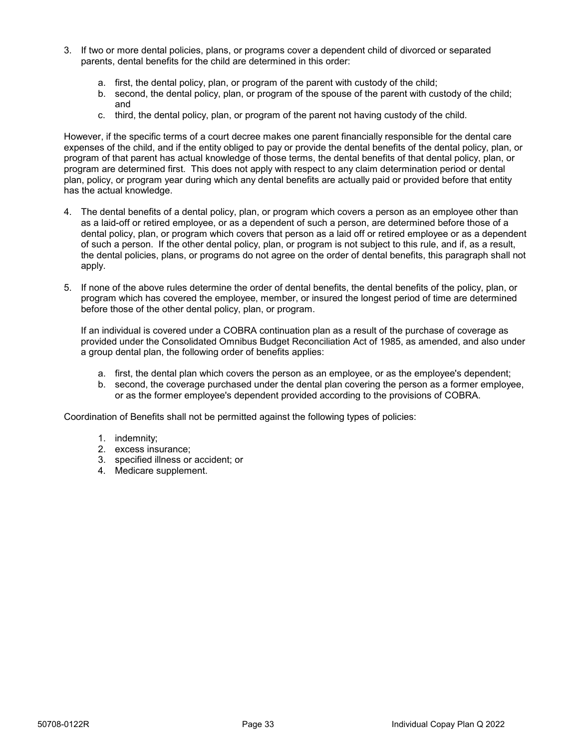3. If two or more dental policies, plans, or programs cover a dependent child of divorced or separated parents, dental benefits for the child are determined in this order:

    a. first, the dental policy, plan, or program of the parent with custody of the child;
    b. second, the dental policy, plan, or program of the spouse of the parent with custody of the child; and
    c. third, the dental policy, plan, or program of the parent not having custody of the child.

However, if the specific terms of a court decree makes one parent financially responsible for the dental care expenses of the child, and if the entity obliged to pay or provide the dental benefits of the dental policy, plan, or program of that parent has actual knowledge of those terms, the dental benefits of that dental policy, plan, or program are determined first. This does not apply with respect to any claim determination period or dental plan, policy, or program year during which any dental benefits are actually paid or provided before that entity has the actual knowledge.

4. The dental benefits of a dental policy, plan, or program which covers a person as an employee other than as a laid-off or retired employee, or as a dependent of such a person, are determined before those of a dental policy, plan, or program which covers that person as a laid off or retired employee or as a dependent of such a person. If the other dental policy, plan, or program is not subject to this rule, and if, as a result, the dental policies, plans, or programs do not agree on the order of dental benefits, this paragraph shall not apply.

5. If none of the above rules determine the order of dental benefits, the dental benefits of the policy, plan, or program which has covered the employee, member, or insured the longest period of time are determined before those of the other dental policy, plan, or program.

    If an individual is covered under a COBRA continuation plan as a result of the purchase of coverage as provided under the Consolidated Omnibus Budget Reconciliation Act of 1985, as amended, and also under a group dental plan, the following order of benefits applies:

    a. first, the dental plan which covers the person as an employee, or as the employee's dependent;
    b. second, the coverage purchased under the dental plan covering the person as a former employee, or as the former employee's dependent provided according to the provisions of COBRA.

Coordination of Benefits shall not be permitted against the following types of policies:

1. indemnity;
2. excess insurance;
3. specified illness or accident; or
4. Medicare supplement.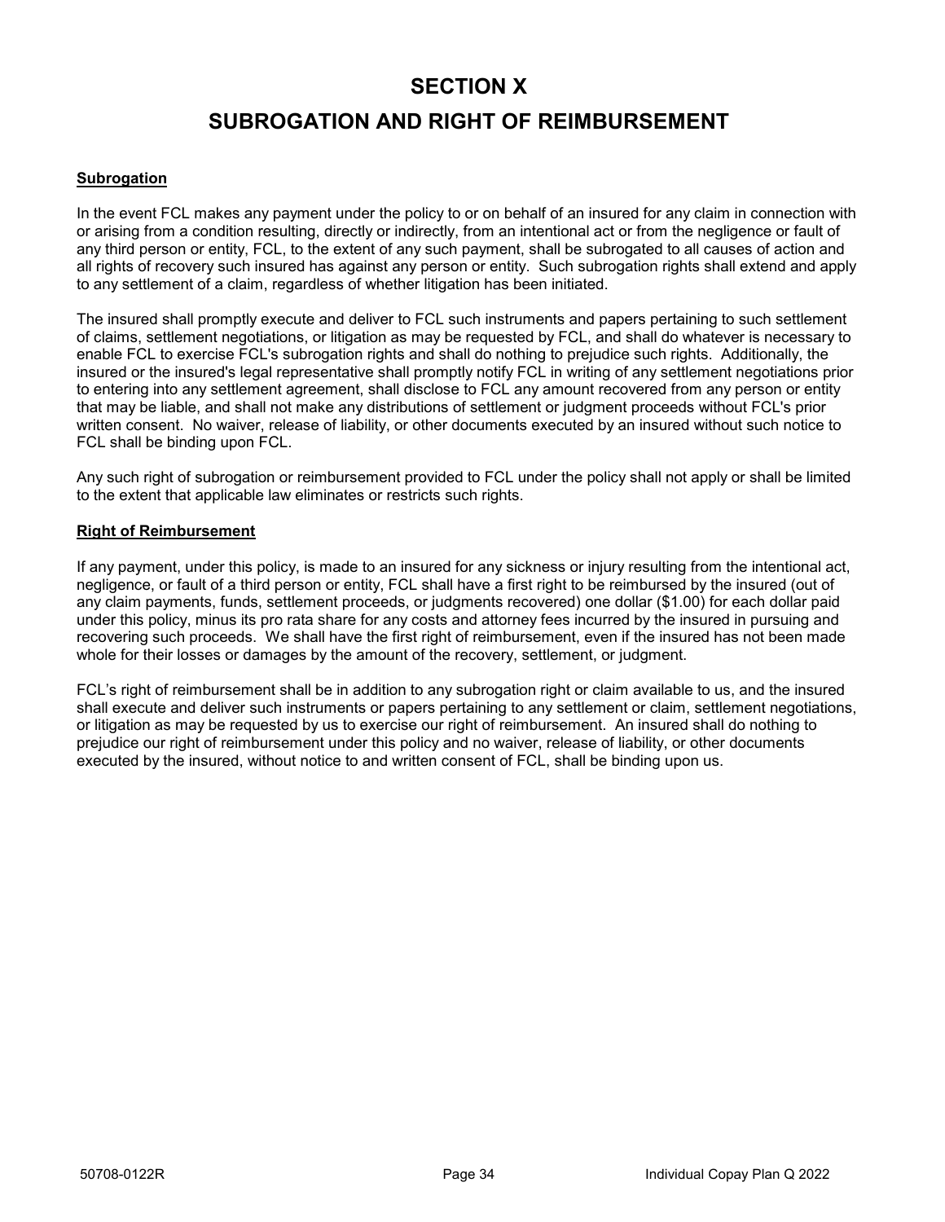# SECTION X

# SUBROGATION AND RIGHT OF REIMBURSEMENT

**Subrogation**

In the event FCL makes any payment under the policy to or on behalf of an insured for any claim in connection with or arising from a condition resulting, directly or indirectly, from an intentional act or from the negligence or fault of any third person or entity, FCL, to the extent of any such payment, shall be subrogated to all causes of action and all rights of recovery such insured has against any person or entity. Such subrogation rights shall extend and apply to any settlement of a claim, regardless of whether litigation has been initiated.

The insured shall promptly execute and deliver to FCL such instruments and papers pertaining to such settlement of claims, settlement negotiations, or litigation as may be requested by FCL, and shall do whatever is necessary to enable FCL to exercise FCL's subrogation rights and shall do nothing to prejudice such rights. Additionally, the insured or the insured's legal representative shall promptly notify FCL in writing of any settlement negotiations prior to entering into any settlement agreement, shall disclose to FCL any amount recovered from any person or entity that may be liable, and shall not make any distributions of settlement or judgment proceeds without FCL's prior written consent. No waiver, release of liability, or other documents executed by an insured without such notice to FCL shall be binding upon FCL.

Any such right of subrogation or reimbursement provided to FCL under the policy shall not apply or shall be limited to the extent that applicable law eliminates or restricts such rights.

**Right of Reimbursement**

If any payment, under this policy, is made to an insured for any sickness or injury resulting from the intentional act, negligence, or fault of a third person or entity, FCL shall have a first right to be reimbursed by the insured (out of any claim payments, funds, settlement proceeds, or judgments recovered) one dollar ($1.00) for each dollar paid under this policy, minus its pro rata share for any costs and attorney fees incurred by the insured in pursuing and recovering such proceeds. We shall have the first right of reimbursement, even if the insured has not been made whole for their losses or damages by the amount of the recovery, settlement, or judgment.

FCL's right of reimbursement shall be in addition to any subrogation right or claim available to us, and the insured shall execute and deliver such instruments or papers pertaining to any settlement or claim, settlement negotiations, or litigation as may be requested by us to exercise our right of reimbursement. An insured shall do nothing to prejudice our right of reimbursement under this policy and no waiver, release of liability, or other documents executed by the insured, without notice to and written consent of FCL, shall be binding upon us.